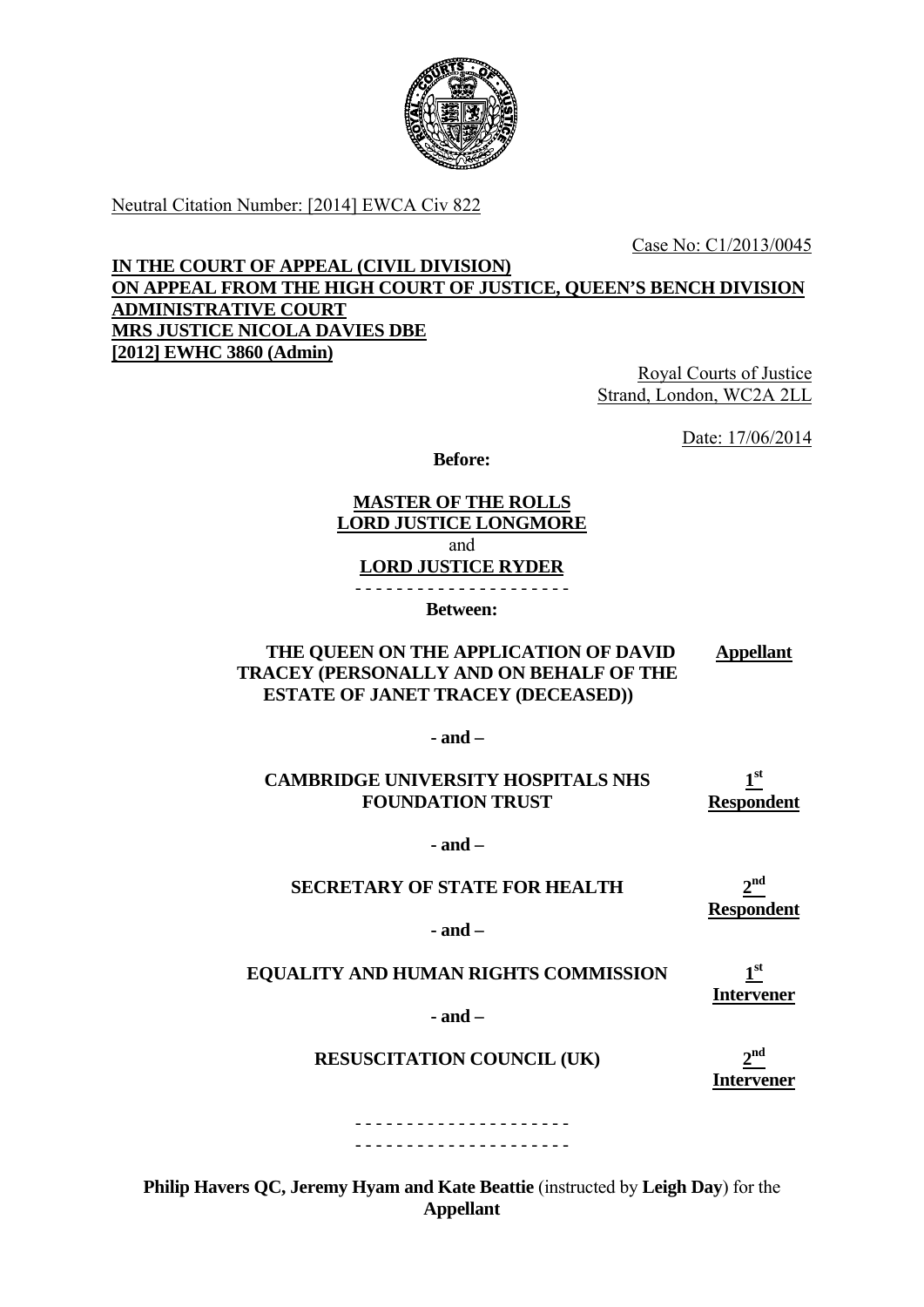Neutral Citation Number: [2014] EWCA Civ 822

Case No: C1/2013/0045

**IN THE COURT OF APPEAL (CIVIL DIVISION)**
**ON APPEAL FROM THE HIGH COURT OF JUSTICE, QUEEN'S BENCH DIVISION**
**ADMINISTRATIVE COURT**
**MRS JUSTICE NICOLA DAVIES DBE**
**[2012] EWHC 3860 (Admin)**

Royal Courts of Justice
Strand, London, WC2A 2LL

Date: 17/06/2014

**Before:**

**MASTER OF THE ROLLS**
**LORD JUSTICE LONGMORE**
and
**LORD JUSTICE RYDER**

- - - - - - - - - - - - - - - - - - - - -

**Between:**

| | |
|---|---|
| **THE QUEEN ON THE APPLICATION OF DAVID TRACEY (PERSONALLY AND ON BEHALF OF THE ESTATE OF JANET TRACEY (DECEASED))** | **Appellant** |
| **- and –** | |
| **CAMBRIDGE UNIVERSITY HOSPITALS NHS FOUNDATION TRUST** | **1st Respondent** |
| **- and –** | |
| **SECRETARY OF STATE FOR HEALTH** | **2nd Respondent** |
| **- and –** | |
| **EQUALITY AND HUMAN RIGHTS COMMISSION** | **1st Intervener** |
| **- and –** | |
| **RESUSCITATION COUNCIL (UK)** | **2nd Intervener** |

- - - - - - - - - - - - - - - - - - - - -
- - - - - - - - - - - - - - - - - - - - -

**Philip Havers QC, Jeremy Hyam and Kate Beattie** (instructed by **Leigh Day**) for the **Appellant**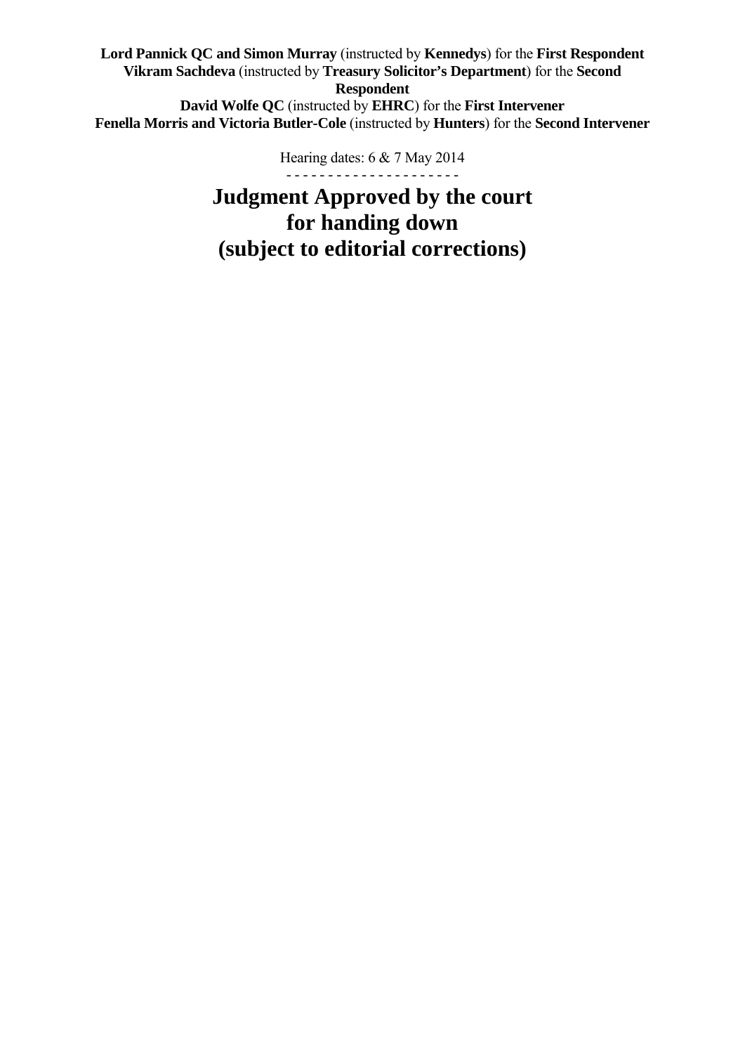**Lord Pannick QC and Simon Murray** (instructed by **Kennedys**) for the **First Respondent**
**Vikram Sachdeva** (instructed by **Treasury Solicitor's Department**) for the **Second Respondent**
**David Wolfe QC** (instructed by **EHRC**) for the **First Intervener**
**Fenella Morris and Victoria Butler-Cole** (instructed by **Hunters**) for the **Second Intervener**

Hearing dates: 6 & 7 May 2014

- - - - - - - - - - - - - - - - - - - - -

# Judgment Approved by the court for handing down (subject to editorial corrections)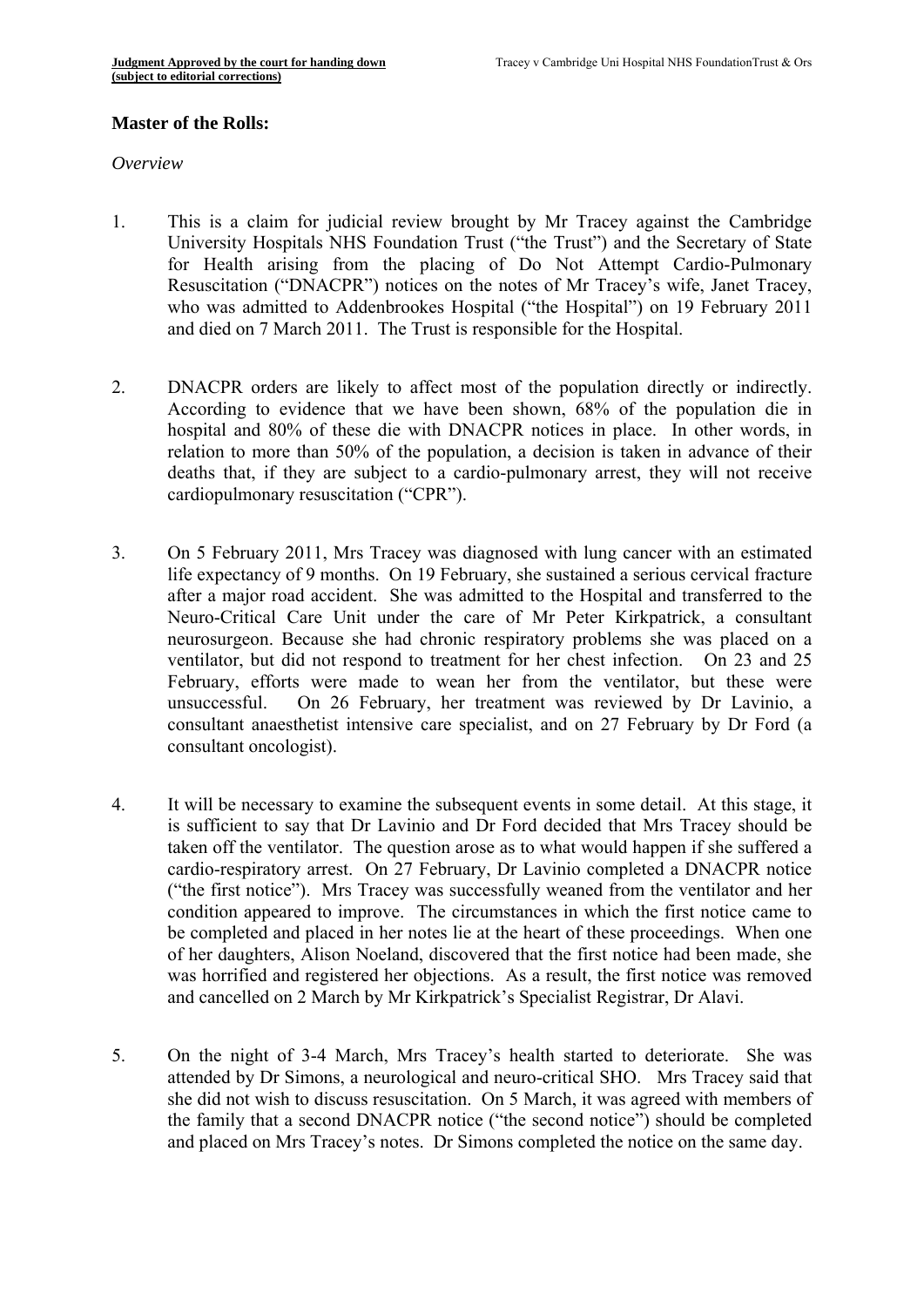**Master of the Rolls:**

*Overview*

1. This is a claim for judicial review brought by Mr Tracey against the Cambridge University Hospitals NHS Foundation Trust ("the Trust") and the Secretary of State for Health arising from the placing of Do Not Attempt Cardio-Pulmonary Resuscitation ("DNACPR") notices on the notes of Mr Tracey's wife, Janet Tracey, who was admitted to Addenbrookes Hospital ("the Hospital") on 19 February 2011 and died on 7 March 2011. The Trust is responsible for the Hospital.

2. DNACPR orders are likely to affect most of the population directly or indirectly. According to evidence that we have been shown, 68% of the population die in hospital and 80% of these die with DNACPR notices in place. In other words, in relation to more than 50% of the population, a decision is taken in advance of their deaths that, if they are subject to a cardio-pulmonary arrest, they will not receive cardiopulmonary resuscitation ("CPR").

3. On 5 February 2011, Mrs Tracey was diagnosed with lung cancer with an estimated life expectancy of 9 months. On 19 February, she sustained a serious cervical fracture after a major road accident. She was admitted to the Hospital and transferred to the Neuro-Critical Care Unit under the care of Mr Peter Kirkpatrick, a consultant neurosurgeon. Because she had chronic respiratory problems she was placed on a ventilator, but did not respond to treatment for her chest infection. On 23 and 25 February, efforts were made to wean her from the ventilator, but these were unsuccessful. On 26 February, her treatment was reviewed by Dr Lavinio, a consultant anaesthetist intensive care specialist, and on 27 February by Dr Ford (a consultant oncologist).

4. It will be necessary to examine the subsequent events in some detail. At this stage, it is sufficient to say that Dr Lavinio and Dr Ford decided that Mrs Tracey should be taken off the ventilator. The question arose as to what would happen if she suffered a cardio-respiratory arrest. On 27 February, Dr Lavinio completed a DNACPR notice ("the first notice"). Mrs Tracey was successfully weaned from the ventilator and her condition appeared to improve. The circumstances in which the first notice came to be completed and placed in her notes lie at the heart of these proceedings. When one of her daughters, Alison Noeland, discovered that the first notice had been made, she was horrified and registered her objections. As a result, the first notice was removed and cancelled on 2 March by Mr Kirkpatrick's Specialist Registrar, Dr Alavi.

5. On the night of 3-4 March, Mrs Tracey's health started to deteriorate. She was attended by Dr Simons, a neurological and neuro-critical SHO. Mrs Tracey said that she did not wish to discuss resuscitation. On 5 March, it was agreed with members of the family that a second DNACPR notice ("the second notice") should be completed and placed on Mrs Tracey's notes. Dr Simons completed the notice on the same day.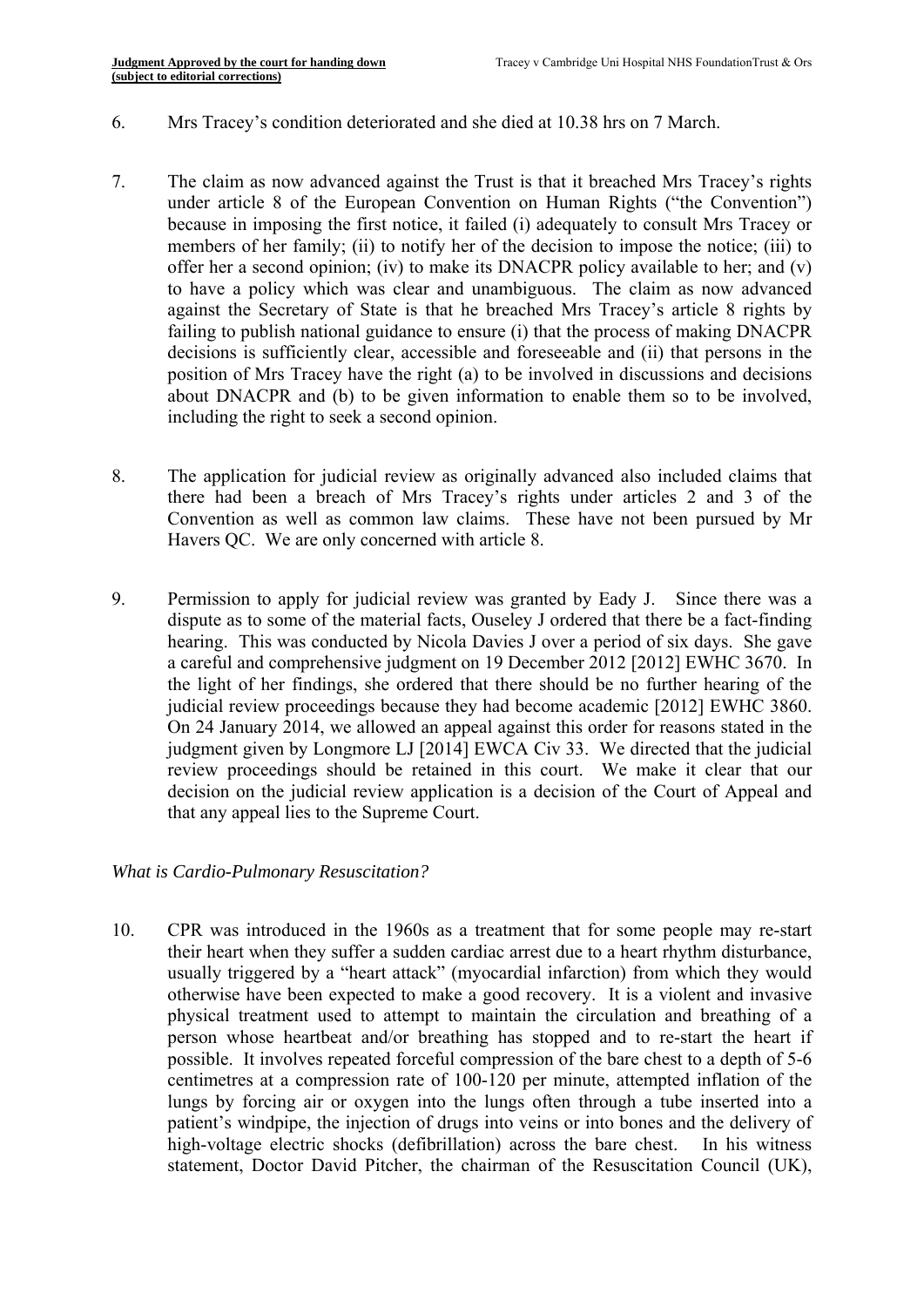6. Mrs Tracey's condition deteriorated and she died at 10.38 hrs on 7 March.

7. The claim as now advanced against the Trust is that it breached Mrs Tracey's rights under article 8 of the European Convention on Human Rights ("the Convention") because in imposing the first notice, it failed (i) adequately to consult Mrs Tracey or members of her family; (ii) to notify her of the decision to impose the notice; (iii) to offer her a second opinion; (iv) to make its DNACPR policy available to her; and (v) to have a policy which was clear and unambiguous. The claim as now advanced against the Secretary of State is that he breached Mrs Tracey's article 8 rights by failing to publish national guidance to ensure (i) that the process of making DNACPR decisions is sufficiently clear, accessible and foreseeable and (ii) that persons in the position of Mrs Tracey have the right (a) to be involved in discussions and decisions about DNACPR and (b) to be given information to enable them so to be involved, including the right to seek a second opinion.

8. The application for judicial review as originally advanced also included claims that there had been a breach of Mrs Tracey's rights under articles 2 and 3 of the Convention as well as common law claims. These have not been pursued by Mr Havers QC. We are only concerned with article 8.

9. Permission to apply for judicial review was granted by Eady J. Since there was a dispute as to some of the material facts, Ouseley J ordered that there be a fact-finding hearing. This was conducted by Nicola Davies J over a period of six days. She gave a careful and comprehensive judgment on 19 December 2012 [2012] EWHC 3670. In the light of her findings, she ordered that there should be no further hearing of the judicial review proceedings because they had become academic [2012] EWHC 3860. On 24 January 2014, we allowed an appeal against this order for reasons stated in the judgment given by Longmore LJ [2014] EWCA Civ 33. We directed that the judicial review proceedings should be retained in this court. We make it clear that our decision on the judicial review application is a decision of the Court of Appeal and that any appeal lies to the Supreme Court.

*What is Cardio-Pulmonary Resuscitation?*

10. CPR was introduced in the 1960s as a treatment that for some people may re-start their heart when they suffer a sudden cardiac arrest due to a heart rhythm disturbance, usually triggered by a "heart attack" (myocardial infarction) from which they would otherwise have been expected to make a good recovery. It is a violent and invasive physical treatment used to attempt to maintain the circulation and breathing of a person whose heartbeat and/or breathing has stopped and to re-start the heart if possible. It involves repeated forceful compression of the bare chest to a depth of 5-6 centimetres at a compression rate of 100-120 per minute, attempted inflation of the lungs by forcing air or oxygen into the lungs often through a tube inserted into a patient's windpipe, the injection of drugs into veins or into bones and the delivery of high-voltage electric shocks (defibrillation) across the bare chest. In his witness statement, Doctor David Pitcher, the chairman of the Resuscitation Council (UK),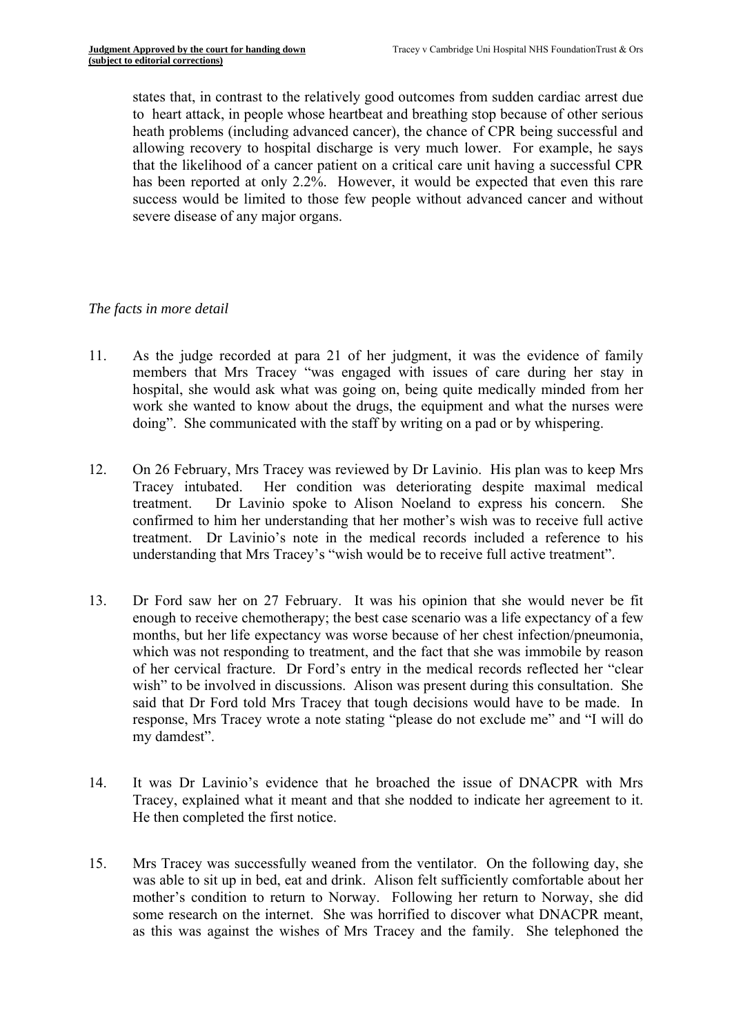states that, in contrast to the relatively good outcomes from sudden cardiac arrest due to heart attack, in people whose heartbeat and breathing stop because of other serious heath problems (including advanced cancer), the chance of CPR being successful and allowing recovery to hospital discharge is very much lower. For example, he says that the likelihood of a cancer patient on a critical care unit having a successful CPR has been reported at only 2.2%. However, it would be expected that even this rare success would be limited to those few people without advanced cancer and without severe disease of any major organs.

*The facts in more detail*

11. As the judge recorded at para 21 of her judgment, it was the evidence of family members that Mrs Tracey "was engaged with issues of care during her stay in hospital, she would ask what was going on, being quite medically minded from her work she wanted to know about the drugs, the equipment and what the nurses were doing". She communicated with the staff by writing on a pad or by whispering.

12. On 26 February, Mrs Tracey was reviewed by Dr Lavinio. His plan was to keep Mrs Tracey intubated. Her condition was deteriorating despite maximal medical treatment. Dr Lavinio spoke to Alison Noeland to express his concern. She confirmed to him her understanding that her mother's wish was to receive full active treatment. Dr Lavinio's note in the medical records included a reference to his understanding that Mrs Tracey's "wish would be to receive full active treatment".

13. Dr Ford saw her on 27 February. It was his opinion that she would never be fit enough to receive chemotherapy; the best case scenario was a life expectancy of a few months, but her life expectancy was worse because of her chest infection/pneumonia, which was not responding to treatment, and the fact that she was immobile by reason of her cervical fracture. Dr Ford's entry in the medical records reflected her "clear wish" to be involved in discussions. Alison was present during this consultation. She said that Dr Ford told Mrs Tracey that tough decisions would have to be made. In response, Mrs Tracey wrote a note stating "please do not exclude me" and "I will do my damdest".

14. It was Dr Lavinio's evidence that he broached the issue of DNACPR with Mrs Tracey, explained what it meant and that she nodded to indicate her agreement to it. He then completed the first notice.

15. Mrs Tracey was successfully weaned from the ventilator. On the following day, she was able to sit up in bed, eat and drink. Alison felt sufficiently comfortable about her mother's condition to return to Norway. Following her return to Norway, she did some research on the internet. She was horrified to discover what DNACPR meant, as this was against the wishes of Mrs Tracey and the family. She telephoned the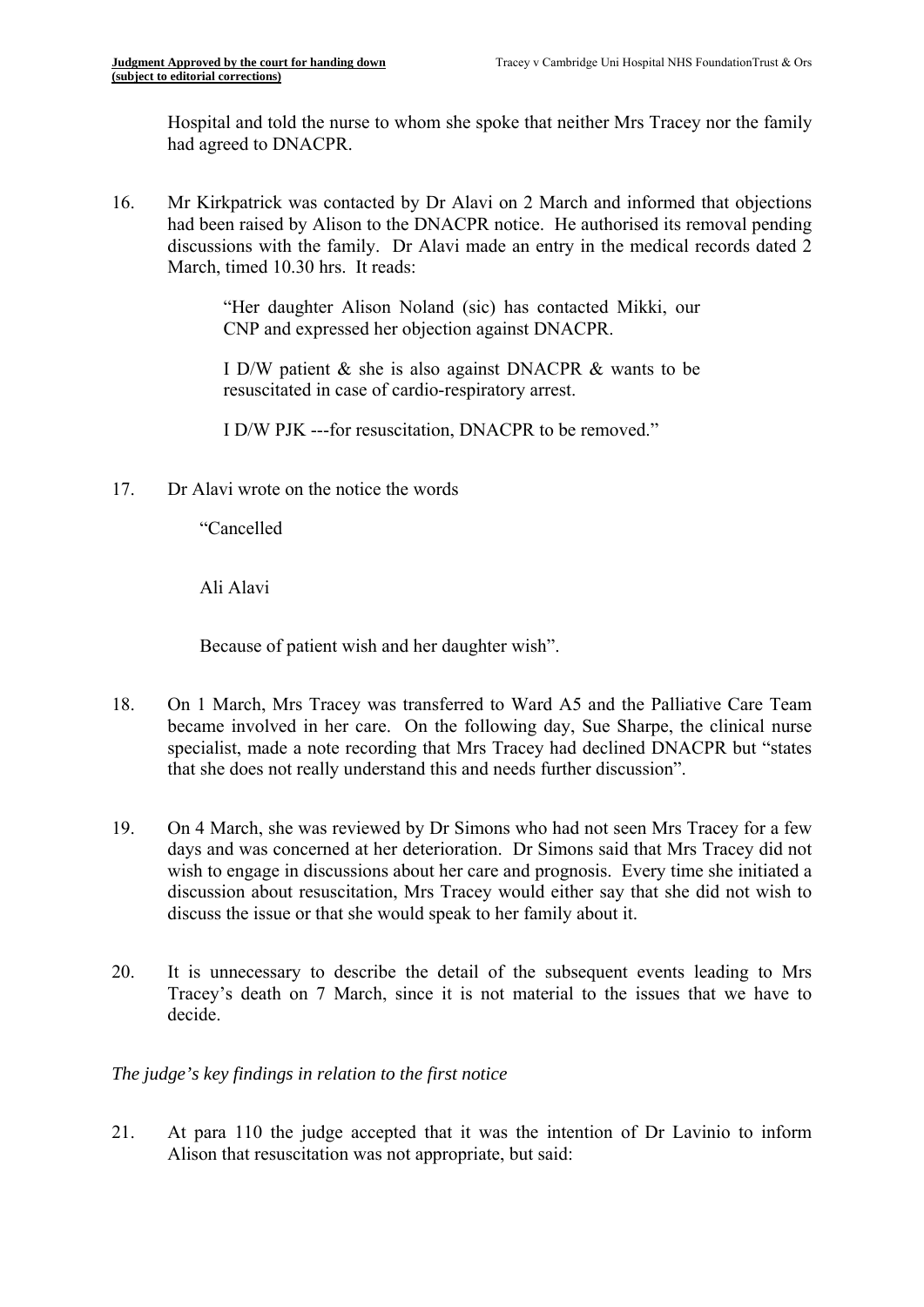Hospital and told the nurse to whom she spoke that neither Mrs Tracey nor the family had agreed to DNACPR.

16. Mr Kirkpatrick was contacted by Dr Alavi on 2 March and informed that objections had been raised by Alison to the DNACPR notice. He authorised its removal pending discussions with the family. Dr Alavi made an entry in the medical records dated 2 March, timed 10.30 hrs. It reads:

> "Her daughter Alison Noland (sic) has contacted Mikki, our CNP and expressed her objection against DNACPR.
>
> I D/W patient & she is also against DNACPR & wants to be resuscitated in case of cardio-respiratory arrest.
>
> I D/W PJK ---for resuscitation, DNACPR to be removed."

17. Dr Alavi wrote on the notice the words

> "Cancelled
>
> Ali Alavi
>
> Because of patient wish and her daughter wish".

18. On 1 March, Mrs Tracey was transferred to Ward A5 and the Palliative Care Team became involved in her care. On the following day, Sue Sharpe, the clinical nurse specialist, made a note recording that Mrs Tracey had declined DNACPR but "states that she does not really understand this and needs further discussion".

19. On 4 March, she was reviewed by Dr Simons who had not seen Mrs Tracey for a few days and was concerned at her deterioration. Dr Simons said that Mrs Tracey did not wish to engage in discussions about her care and prognosis. Every time she initiated a discussion about resuscitation, Mrs Tracey would either say that she did not wish to discuss the issue or that she would speak to her family about it.

20. It is unnecessary to describe the detail of the subsequent events leading to Mrs Tracey's death on 7 March, since it is not material to the issues that we have to decide.

*The judge's key findings in relation to the first notice*

21. At para 110 the judge accepted that it was the intention of Dr Lavinio to inform Alison that resuscitation was not appropriate, but said: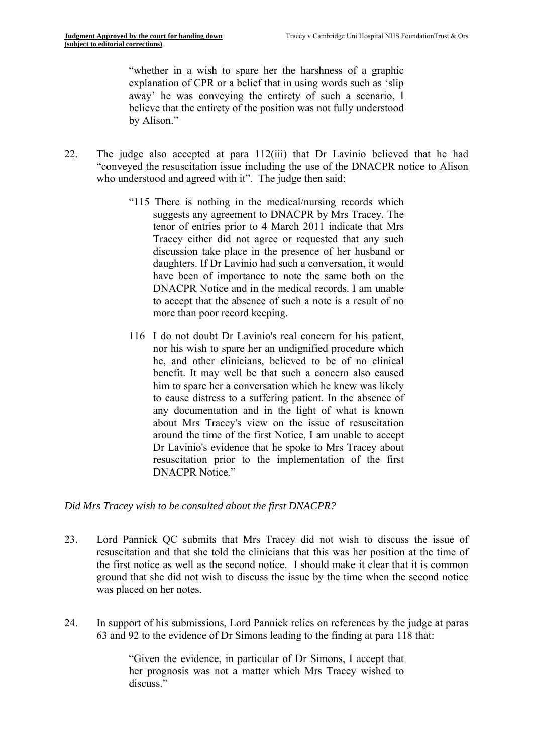> "whether in a wish to spare her the harshness of a graphic explanation of CPR or a belief that in using words such as 'slip away' he was conveying the entirety of such a scenario, I believe that the entirety of the position was not fully understood by Alison."

22. The judge also accepted at para 112(iii) that Dr Lavinio believed that he had "conveyed the resuscitation issue including the use of the DNACPR notice to Alison who understood and agreed with it". The judge then said:

> "115 There is nothing in the medical/nursing records which suggests any agreement to DNACPR by Mrs Tracey. The tenor of entries prior to 4 March 2011 indicate that Mrs Tracey either did not agree or requested that any such discussion take place in the presence of her husband or daughters. If Dr Lavinio had such a conversation, it would have been of importance to note the same both on the DNACPR Notice and in the medical records. I am unable to accept that the absence of such a note is a result of no more than poor record keeping.
>
> 116 I do not doubt Dr Lavinio's real concern for his patient, nor his wish to spare her an undignified procedure which he, and other clinicians, believed to be of no clinical benefit. It may well be that such a concern also caused him to spare her a conversation which he knew was likely to cause distress to a suffering patient. In the absence of any documentation and in the light of what is known about Mrs Tracey's view on the issue of resuscitation around the time of the first Notice, I am unable to accept Dr Lavinio's evidence that he spoke to Mrs Tracey about resuscitation prior to the implementation of the first DNACPR Notice."

*Did Mrs Tracey wish to be consulted about the first DNACPR?*

23. Lord Pannick QC submits that Mrs Tracey did not wish to discuss the issue of resuscitation and that she told the clinicians that this was her position at the time of the first notice as well as the second notice. I should make it clear that it is common ground that she did not wish to discuss the issue by the time when the second notice was placed on her notes.

24. In support of his submissions, Lord Pannick relies on references by the judge at paras 63 and 92 to the evidence of Dr Simons leading to the finding at para 118 that:

> "Given the evidence, in particular of Dr Simons, I accept that her prognosis was not a matter which Mrs Tracey wished to discuss."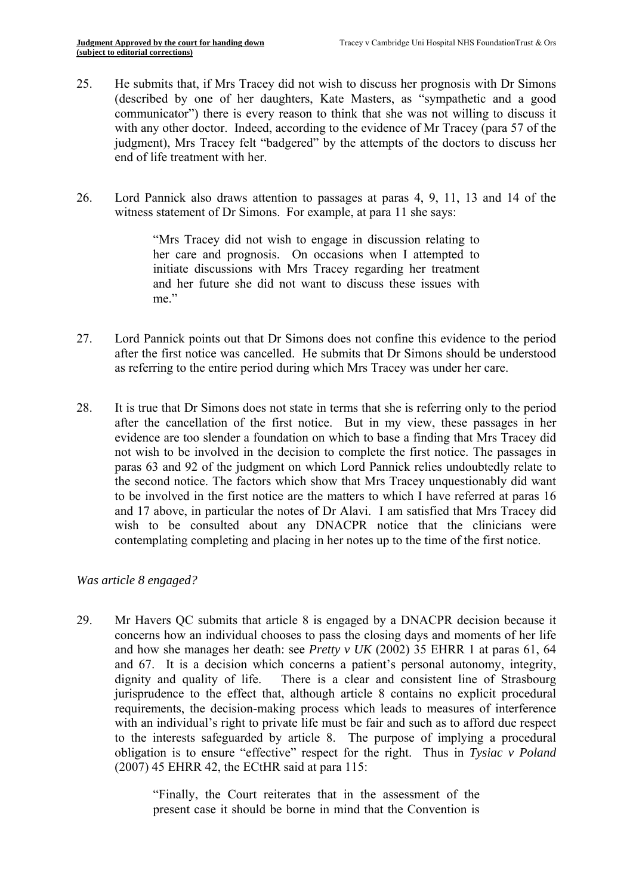25. He submits that, if Mrs Tracey did not wish to discuss her prognosis with Dr Simons (described by one of her daughters, Kate Masters, as "sympathetic and a good communicator") there is every reason to think that she was not willing to discuss it with any other doctor. Indeed, according to the evidence of Mr Tracey (para 57 of the judgment), Mrs Tracey felt "badgered" by the attempts of the doctors to discuss her end of life treatment with her.

26. Lord Pannick also draws attention to passages at paras 4, 9, 11, 13 and 14 of the witness statement of Dr Simons. For example, at para 11 she says:

> "Mrs Tracey did not wish to engage in discussion relating to her care and prognosis. On occasions when I attempted to initiate discussions with Mrs Tracey regarding her treatment and her future she did not want to discuss these issues with me."

27. Lord Pannick points out that Dr Simons does not confine this evidence to the period after the first notice was cancelled. He submits that Dr Simons should be understood as referring to the entire period during which Mrs Tracey was under her care.

28. It is true that Dr Simons does not state in terms that she is referring only to the period after the cancellation of the first notice. But in my view, these passages in her evidence are too slender a foundation on which to base a finding that Mrs Tracey did not wish to be involved in the decision to complete the first notice. The passages in paras 63 and 92 of the judgment on which Lord Pannick relies undoubtedly relate to the second notice. The factors which show that Mrs Tracey unquestionably did want to be involved in the first notice are the matters to which I have referred at paras 16 and 17 above, in particular the notes of Dr Alavi. I am satisfied that Mrs Tracey did wish to be consulted about any DNACPR notice that the clinicians were contemplating completing and placing in her notes up to the time of the first notice.

*Was article 8 engaged?*

29. Mr Havers QC submits that article 8 is engaged by a DNACPR decision because it concerns how an individual chooses to pass the closing days and moments of her life and how she manages her death: see *Pretty v UK* (2002) 35 EHRR 1 at paras 61, 64 and 67. It is a decision which concerns a patient's personal autonomy, integrity, dignity and quality of life. There is a clear and consistent line of Strasbourg jurisprudence to the effect that, although article 8 contains no explicit procedural requirements, the decision-making process which leads to measures of interference with an individual's right to private life must be fair and such as to afford due respect to the interests safeguarded by article 8. The purpose of implying a procedural obligation is to ensure "effective" respect for the right. Thus in *Tysiac v Poland* (2007) 45 EHRR 42, the ECtHR said at para 115:

> "Finally, the Court reiterates that in the assessment of the present case it should be borne in mind that the Convention is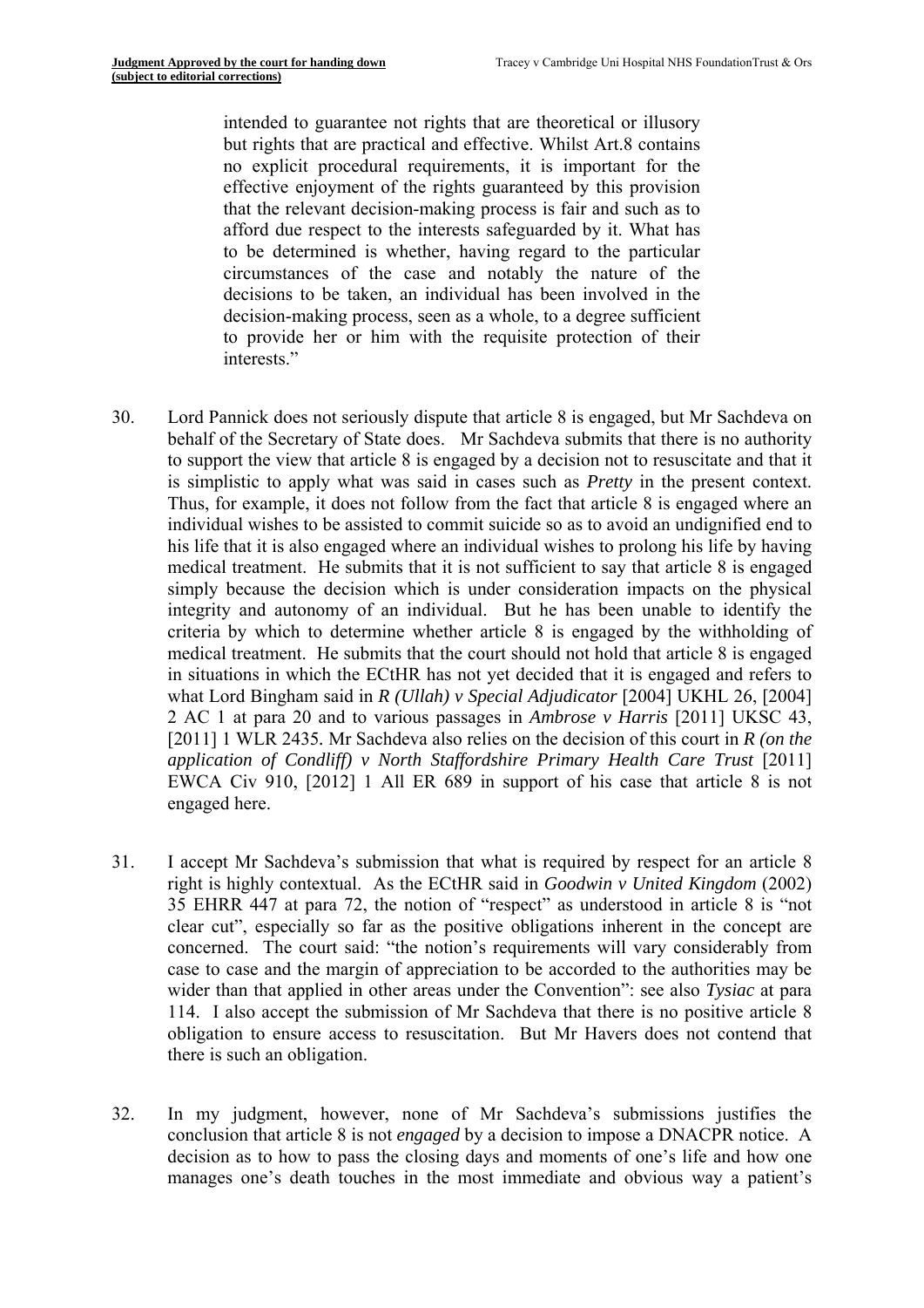> intended to guarantee not rights that are theoretical or illusory but rights that are practical and effective. Whilst Art.8 contains no explicit procedural requirements, it is important for the effective enjoyment of the rights guaranteed by this provision that the relevant decision-making process is fair and such as to afford due respect to the interests safeguarded by it. What has to be determined is whether, having regard to the particular circumstances of the case and notably the nature of the decisions to be taken, an individual has been involved in the decision-making process, seen as a whole, to a degree sufficient to provide her or him with the requisite protection of their interests."

30. Lord Pannick does not seriously dispute that article 8 is engaged, but Mr Sachdeva on behalf of the Secretary of State does. Mr Sachdeva submits that there is no authority to support the view that article 8 is engaged by a decision not to resuscitate and that it is simplistic to apply what was said in cases such as *Pretty* in the present context. Thus, for example, it does not follow from the fact that article 8 is engaged where an individual wishes to be assisted to commit suicide so as to avoid an undignified end to his life that it is also engaged where an individual wishes to prolong his life by having medical treatment. He submits that it is not sufficient to say that article 8 is engaged simply because the decision which is under consideration impacts on the physical integrity and autonomy of an individual. But he has been unable to identify the criteria by which to determine whether article 8 is engaged by the withholding of medical treatment. He submits that the court should not hold that article 8 is engaged in situations in which the ECtHR has not yet decided that it is engaged and refers to what Lord Bingham said in *R (Ullah) v Special Adjudicator* [2004] UKHL 26, [2004] 2 AC 1 at para 20 and to various passages in *Ambrose v Harris* [2011] UKSC 43, [2011] 1 WLR 2435. Mr Sachdeva also relies on the decision of this court in *R (on the application of Condliff) v North Staffordshire Primary Health Care Trust* [2011] EWCA Civ 910, [2012] 1 All ER 689 in support of his case that article 8 is not engaged here.

31. I accept Mr Sachdeva's submission that what is required by respect for an article 8 right is highly contextual. As the ECtHR said in *Goodwin v United Kingdom* (2002) 35 EHRR 447 at para 72, the notion of "respect" as understood in article 8 is "not clear cut", especially so far as the positive obligations inherent in the concept are concerned. The court said: "the notion's requirements will vary considerably from case to case and the margin of appreciation to be accorded to the authorities may be wider than that applied in other areas under the Convention": see also *Tysiac* at para 114. I also accept the submission of Mr Sachdeva that there is no positive article 8 obligation to ensure access to resuscitation. But Mr Havers does not contend that there is such an obligation.

32. In my judgment, however, none of Mr Sachdeva's submissions justifies the conclusion that article 8 is not *engaged* by a decision to impose a DNACPR notice. A decision as to how to pass the closing days and moments of one's life and how one manages one's death touches in the most immediate and obvious way a patient's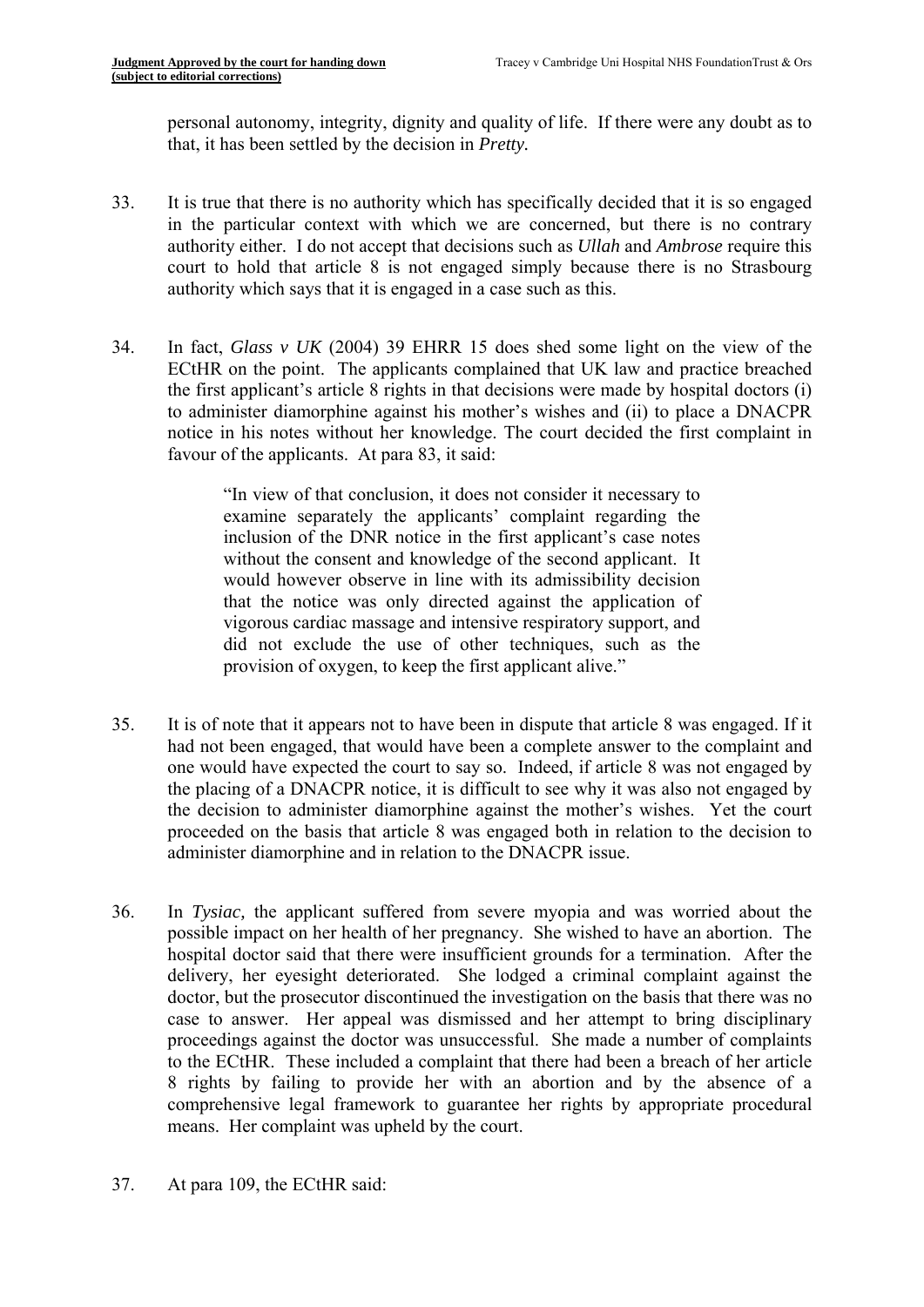personal autonomy, integrity, dignity and quality of life. If there were any doubt as to that, it has been settled by the decision in *Pretty.*

33. It is true that there is no authority which has specifically decided that it is so engaged in the particular context with which we are concerned, but there is no contrary authority either. I do not accept that decisions such as *Ullah* and *Ambrose* require this court to hold that article 8 is not engaged simply because there is no Strasbourg authority which says that it is engaged in a case such as this.

34. In fact, *Glass v UK* (2004) 39 EHRR 15 does shed some light on the view of the ECtHR on the point. The applicants complained that UK law and practice breached the first applicant's article 8 rights in that decisions were made by hospital doctors (i) to administer diamorphine against his mother's wishes and (ii) to place a DNACPR notice in his notes without her knowledge. The court decided the first complaint in favour of the applicants. At para 83, it said:

> "In view of that conclusion, it does not consider it necessary to examine separately the applicants' complaint regarding the inclusion of the DNR notice in the first applicant's case notes without the consent and knowledge of the second applicant. It would however observe in line with its admissibility decision that the notice was only directed against the application of vigorous cardiac massage and intensive respiratory support, and did not exclude the use of other techniques, such as the provision of oxygen, to keep the first applicant alive."

35. It is of note that it appears not to have been in dispute that article 8 was engaged. If it had not been engaged, that would have been a complete answer to the complaint and one would have expected the court to say so. Indeed, if article 8 was not engaged by the placing of a DNACPR notice, it is difficult to see why it was also not engaged by the decision to administer diamorphine against the mother's wishes. Yet the court proceeded on the basis that article 8 was engaged both in relation to the decision to administer diamorphine and in relation to the DNACPR issue.

36. In *Tysiac,* the applicant suffered from severe myopia and was worried about the possible impact on her health of her pregnancy. She wished to have an abortion. The hospital doctor said that there were insufficient grounds for a termination. After the delivery, her eyesight deteriorated. She lodged a criminal complaint against the doctor, but the prosecutor discontinued the investigation on the basis that there was no case to answer. Her appeal was dismissed and her attempt to bring disciplinary proceedings against the doctor was unsuccessful. She made a number of complaints to the ECtHR. These included a complaint that there had been a breach of her article 8 rights by failing to provide her with an abortion and by the absence of a comprehensive legal framework to guarantee her rights by appropriate procedural means. Her complaint was upheld by the court.

37. At para 109, the ECtHR said: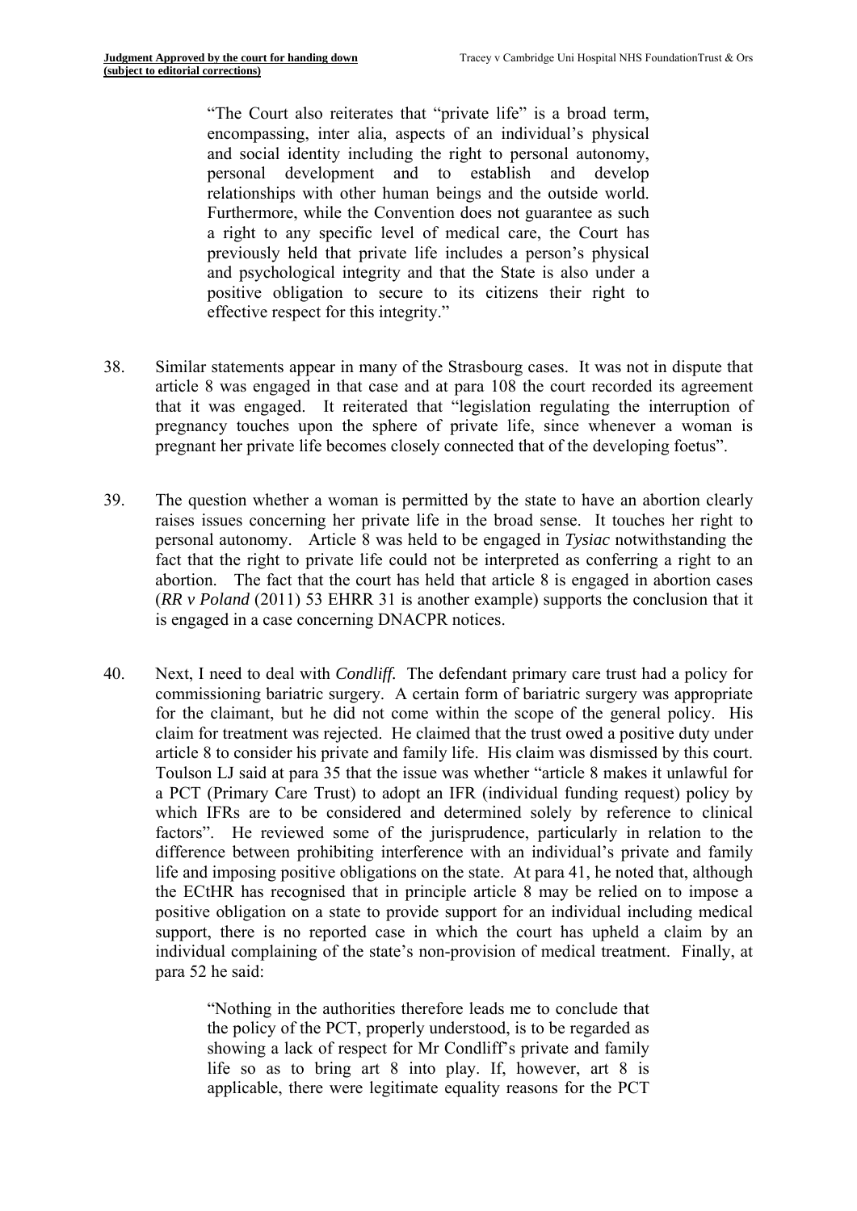> "The Court also reiterates that "private life" is a broad term, encompassing, inter alia, aspects of an individual's physical and social identity including the right to personal autonomy, personal development and to establish and develop relationships with other human beings and the outside world. Furthermore, while the Convention does not guarantee as such a right to any specific level of medical care, the Court has previously held that private life includes a person's physical and psychological integrity and that the State is also under a positive obligation to secure to its citizens their right to effective respect for this integrity."

38. Similar statements appear in many of the Strasbourg cases. It was not in dispute that article 8 was engaged in that case and at para 108 the court recorded its agreement that it was engaged. It reiterated that "legislation regulating the interruption of pregnancy touches upon the sphere of private life, since whenever a woman is pregnant her private life becomes closely connected that of the developing foetus".

39. The question whether a woman is permitted by the state to have an abortion clearly raises issues concerning her private life in the broad sense. It touches her right to personal autonomy. Article 8 was held to be engaged in *Tysiac* notwithstanding the fact that the right to private life could not be interpreted as conferring a right to an abortion. The fact that the court has held that article 8 is engaged in abortion cases (*RR v Poland* (2011) 53 EHRR 31 is another example) supports the conclusion that it is engaged in a case concerning DNACPR notices.

40. Next, I need to deal with ***Condliff***. The defendant primary care trust had a policy for commissioning bariatric surgery. A certain form of bariatric surgery was appropriate for the claimant, but he did not come within the scope of the general policy. His claim for treatment was rejected. He claimed that the trust owed a positive duty under article 8 to consider his private and family life. His claim was dismissed by this court. Toulson LJ said at para 35 that the issue was whether "article 8 makes it unlawful for a PCT (Primary Care Trust) to adopt an IFR (individual funding request) policy by which IFRs are to be considered and determined solely by reference to clinical factors". He reviewed some of the jurisprudence, particularly in relation to the difference between prohibiting interference with an individual's private and family life and imposing positive obligations on the state. At para 41, he noted that, although the ECtHR has recognised that in principle article 8 may be relied on to impose a positive obligation on a state to provide support for an individual including medical support, there is no reported case in which the court has upheld a claim by an individual complaining of the state's non-provision of medical treatment. Finally, at para 52 he said:

> "Nothing in the authorities therefore leads me to conclude that the policy of the PCT, properly understood, is to be regarded as showing a lack of respect for Mr Condliff's private and family life so as to bring art 8 into play. If, however, art 8 is applicable, there were legitimate equality reasons for the PCT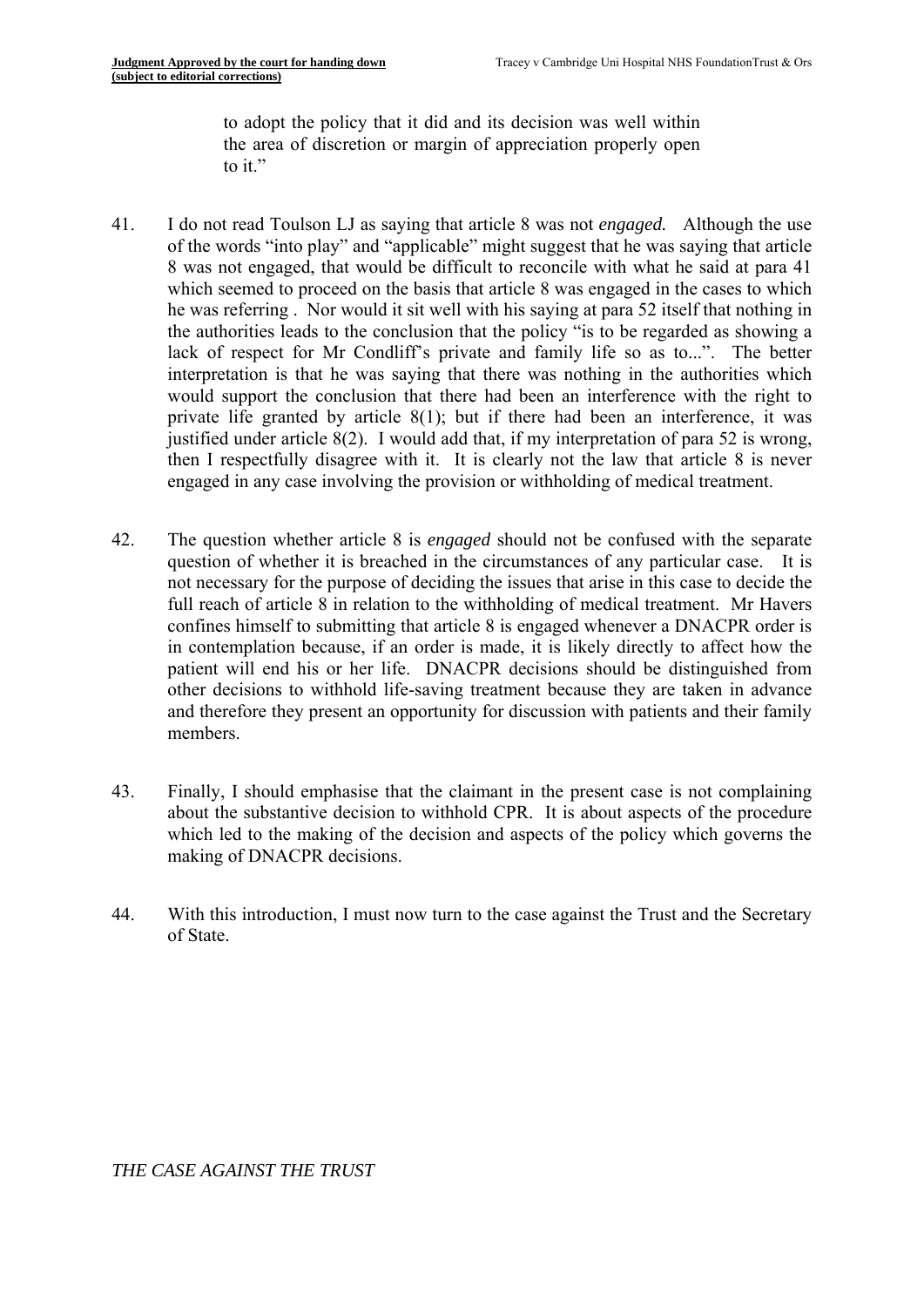to adopt the policy that it did and its decision was well within the area of discretion or margin of appreciation properly open to it."

41. I do not read Toulson LJ as saying that article 8 was not *engaged.* Although the use of the words "into play" and "applicable" might suggest that he was saying that article 8 was not engaged, that would be difficult to reconcile with what he said at para 41 which seemed to proceed on the basis that article 8 was engaged in the cases to which he was referring . Nor would it sit well with his saying at para 52 itself that nothing in the authorities leads to the conclusion that the policy "is to be regarded as showing a lack of respect for Mr Condliff's private and family life so as to...". The better interpretation is that he was saying that there was nothing in the authorities which would support the conclusion that there had been an interference with the right to private life granted by article 8(1); but if there had been an interference, it was justified under article 8(2). I would add that, if my interpretation of para 52 is wrong, then I respectfully disagree with it. It is clearly not the law that article 8 is never engaged in any case involving the provision or withholding of medical treatment.

42. The question whether article 8 is *engaged* should not be confused with the separate question of whether it is breached in the circumstances of any particular case. It is not necessary for the purpose of deciding the issues that arise in this case to decide the full reach of article 8 in relation to the withholding of medical treatment. Mr Havers confines himself to submitting that article 8 is engaged whenever a DNACPR order is in contemplation because, if an order is made, it is likely directly to affect how the patient will end his or her life. DNACPR decisions should be distinguished from other decisions to withhold life-saving treatment because they are taken in advance and therefore they present an opportunity for discussion with patients and their family members.

43. Finally, I should emphasise that the claimant in the present case is not complaining about the substantive decision to withhold CPR. It is about aspects of the procedure which led to the making of the decision and aspects of the policy which governs the making of DNACPR decisions.

44. With this introduction, I must now turn to the case against the Trust and the Secretary of State.

*THE CASE AGAINST THE TRUST*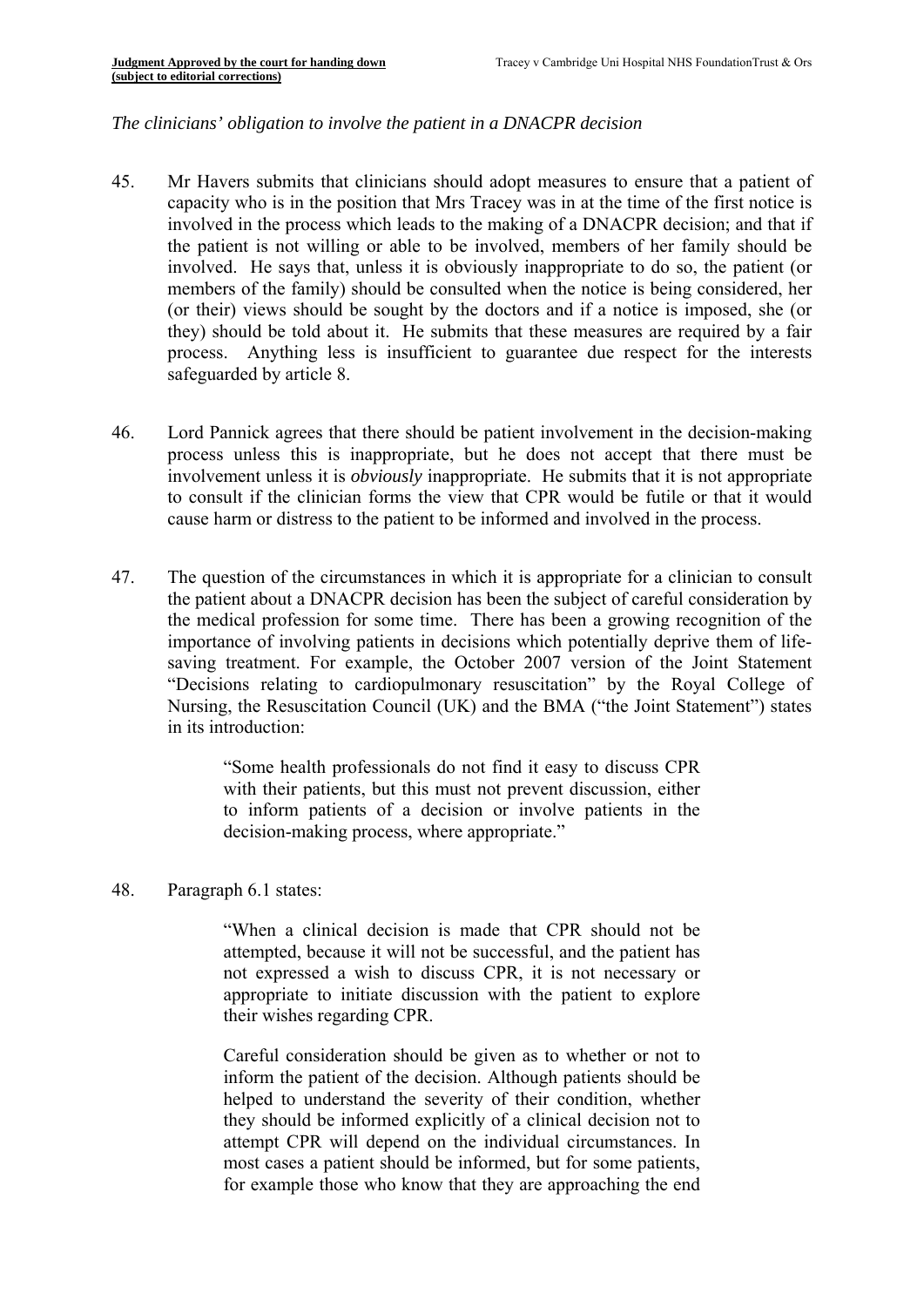*The clinicians' obligation to involve the patient in a DNACPR decision*

45. Mr Havers submits that clinicians should adopt measures to ensure that a patient of capacity who is in the position that Mrs Tracey was in at the time of the first notice is involved in the process which leads to the making of a DNACPR decision; and that if the patient is not willing or able to be involved, members of her family should be involved. He says that, unless it is obviously inappropriate to do so, the patient (or members of the family) should be consulted when the notice is being considered, her (or their) views should be sought by the doctors and if a notice is imposed, she (or they) should be told about it. He submits that these measures are required by a fair process. Anything less is insufficient to guarantee due respect for the interests safeguarded by article 8.

46. Lord Pannick agrees that there should be patient involvement in the decision-making process unless this is inappropriate, but he does not accept that there must be involvement unless it is *obviously* inappropriate. He submits that it is not appropriate to consult if the clinician forms the view that CPR would be futile or that it would cause harm or distress to the patient to be informed and involved in the process.

47. The question of the circumstances in which it is appropriate for a clinician to consult the patient about a DNACPR decision has been the subject of careful consideration by the medical profession for some time. There has been a growing recognition of the importance of involving patients in decisions which potentially deprive them of life-saving treatment. For example, the October 2007 version of the Joint Statement "Decisions relating to cardiopulmonary resuscitation" by the Royal College of Nursing, the Resuscitation Council (UK) and the BMA ("the Joint Statement") states in its introduction:

> "Some health professionals do not find it easy to discuss CPR with their patients, but this must not prevent discussion, either to inform patients of a decision or involve patients in the decision-making process, where appropriate."

48. Paragraph 6.1 states:

> "When a clinical decision is made that CPR should not be attempted, because it will not be successful, and the patient has not expressed a wish to discuss CPR, it is not necessary or appropriate to initiate discussion with the patient to explore their wishes regarding CPR.
>
> Careful consideration should be given as to whether or not to inform the patient of the decision. Although patients should be helped to understand the severity of their condition, whether they should be informed explicitly of a clinical decision not to attempt CPR will depend on the individual circumstances. In most cases a patient should be informed, but for some patients, for example those who know that they are approaching the end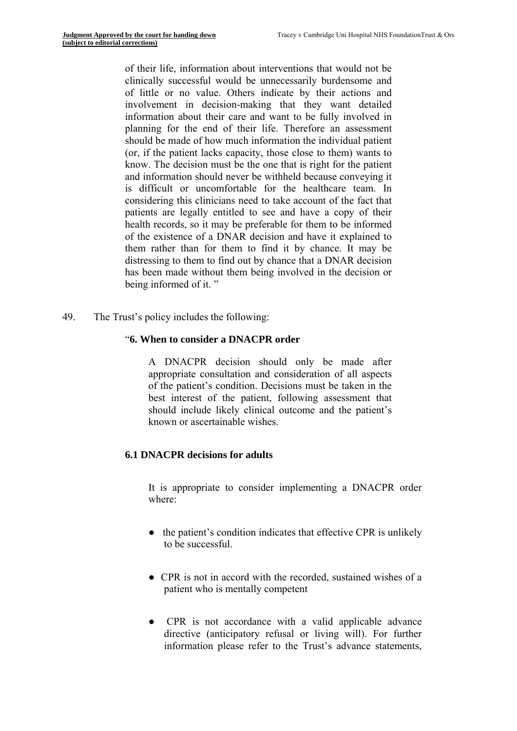> of their life, information about interventions that would not be clinically successful would be unnecessarily burdensome and of little or no value. Others indicate by their actions and involvement in decision-making that they want detailed information about their care and want to be fully involved in planning for the end of their life. Therefore an assessment should be made of how much information the individual patient (or, if the patient lacks capacity, those close to them) wants to know. The decision must be the one that is right for the patient and information should never be withheld because conveying it is difficult or uncomfortable for the healthcare team. In considering this clinicians need to take account of the fact that patients are legally entitled to see and have a copy of their health records, so it may be preferable for them to be informed of the existence of a DNAR decision and have it explained to them rather than for them to find it by chance. It may be distressing to them to find out by chance that a DNAR decision has been made without them being involved in the decision or being informed of it. "

49. The Trust's policy includes the following:

> "**6. When to consider a DNACPR order**
>
> A DNACPR decision should only be made after appropriate consultation and consideration of all aspects of the patient's condition. Decisions must be taken in the best interest of the patient, following assessment that should include likely clinical outcome and the patient's known or ascertainable wishes.
>
> **6.1 DNACPR decisions for adults**
>
> It is appropriate to consider implementing a DNACPR order where:
>
> - the patient's condition indicates that effective CPR is unlikely to be successful.
> - CPR is not in accord with the recorded, sustained wishes of a patient who is mentally competent
> - CPR is not accordance with a valid applicable advance directive (anticipatory refusal or living will). For further information please refer to the Trust's advance statements,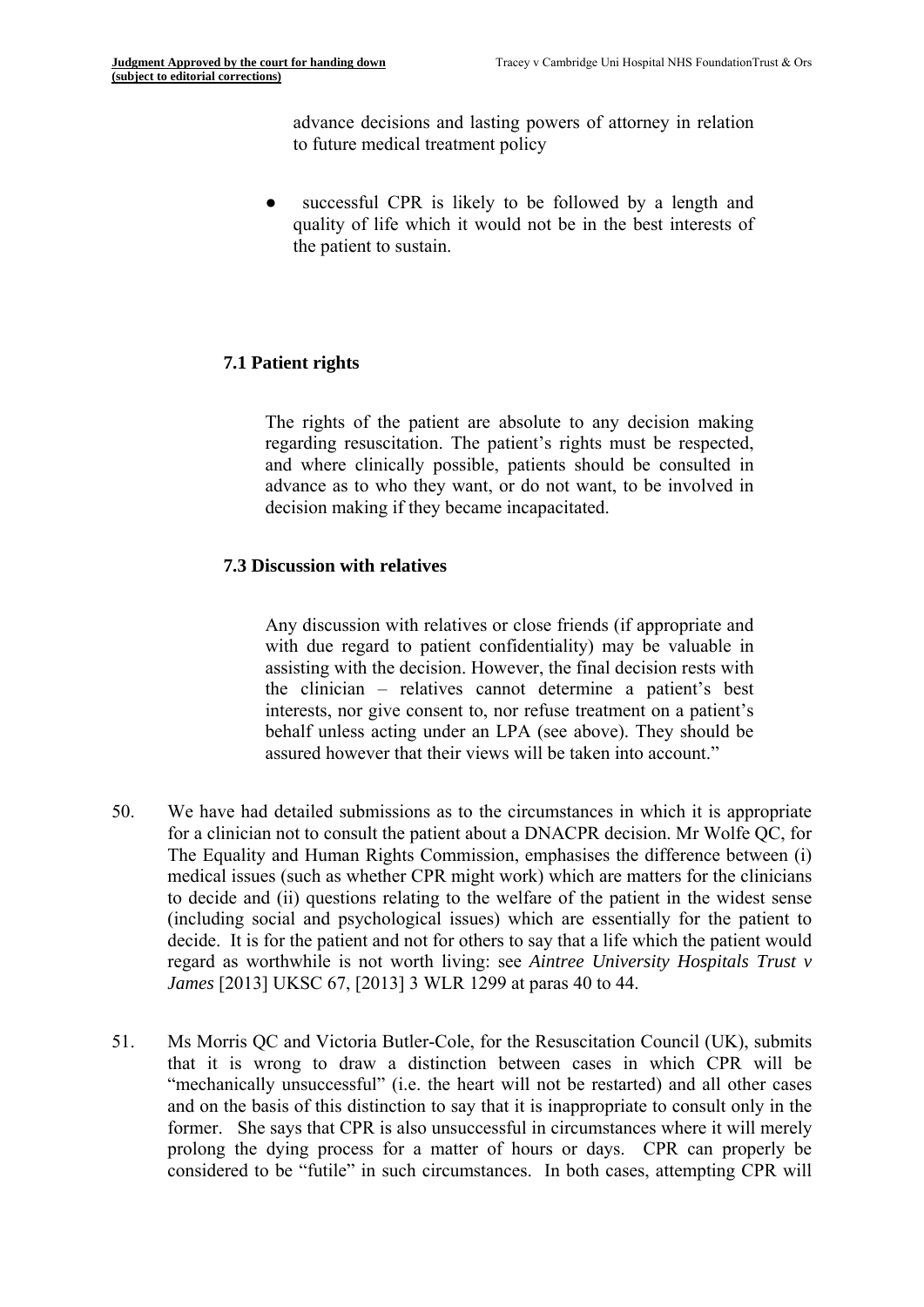advance decisions and lasting powers of attorney in relation to future medical treatment policy

- successful CPR is likely to be followed by a length and quality of life which it would not be in the best interests of the patient to sustain.

**7.1 Patient rights**

The rights of the patient are absolute to any decision making regarding resuscitation. The patient's rights must be respected, and where clinically possible, patients should be consulted in advance as to who they want, or do not want, to be involved in decision making if they became incapacitated.

**7.3 Discussion with relatives**

Any discussion with relatives or close friends (if appropriate and with due regard to patient confidentiality) may be valuable in assisting with the decision. However, the final decision rests with the clinician – relatives cannot determine a patient's best interests, nor give consent to, nor refuse treatment on a patient's behalf unless acting under an LPA (see above). They should be assured however that their views will be taken into account."

50. We have had detailed submissions as to the circumstances in which it is appropriate for a clinician not to consult the patient about a DNACPR decision. Mr Wolfe QC, for The Equality and Human Rights Commission, emphasises the difference between (i) medical issues (such as whether CPR might work) which are matters for the clinicians to decide and (ii) questions relating to the welfare of the patient in the widest sense (including social and psychological issues) which are essentially for the patient to decide. It is for the patient and not for others to say that a life which the patient would regard as worthwhile is not worth living: see *Aintree University Hospitals Trust v James* [2013] UKSC 67, [2013] 3 WLR 1299 at paras 40 to 44.

51. Ms Morris QC and Victoria Butler-Cole, for the Resuscitation Council (UK), submits that it is wrong to draw a distinction between cases in which CPR will be "mechanically unsuccessful" (i.e. the heart will not be restarted) and all other cases and on the basis of this distinction to say that it is inappropriate to consult only in the former. She says that CPR is also unsuccessful in circumstances where it will merely prolong the dying process for a matter of hours or days. CPR can properly be considered to be "futile" in such circumstances. In both cases, attempting CPR will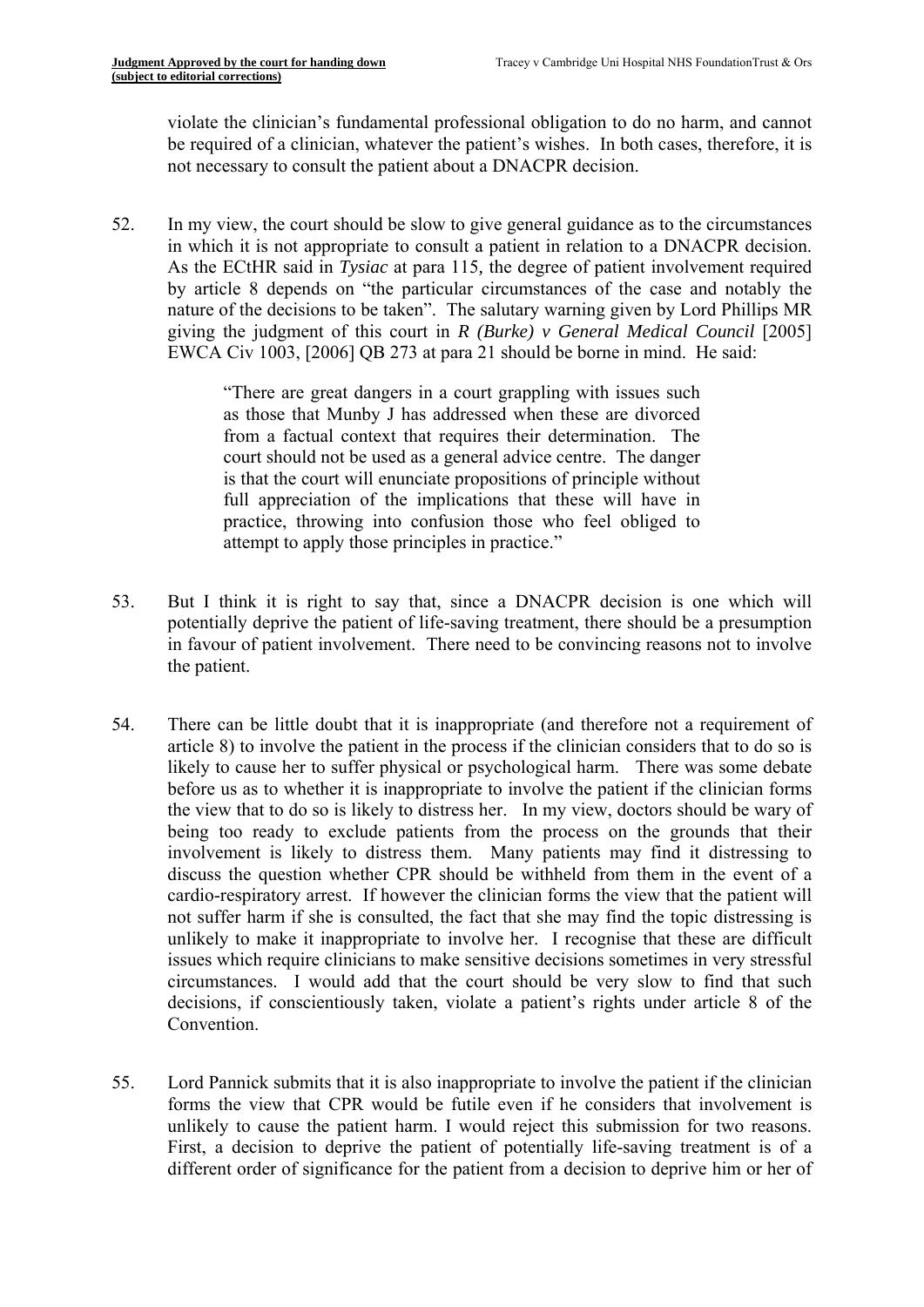violate the clinician's fundamental professional obligation to do no harm, and cannot be required of a clinician, whatever the patient's wishes. In both cases, therefore, it is not necessary to consult the patient about a DNACPR decision.

52. In my view, the court should be slow to give general guidance as to the circumstances in which it is not appropriate to consult a patient in relation to a DNACPR decision. As the ECtHR said in *Tysiac* at para 115*,* the degree of patient involvement required by article 8 depends on "the particular circumstances of the case and notably the nature of the decisions to be taken". The salutary warning given by Lord Phillips MR giving the judgment of this court in *R (Burke) v General Medical Council* [2005] EWCA Civ 1003, [2006] QB 273 at para 21 should be borne in mind. He said:

> "There are great dangers in a court grappling with issues such as those that Munby J has addressed when these are divorced from a factual context that requires their determination. The court should not be used as a general advice centre. The danger is that the court will enunciate propositions of principle without full appreciation of the implications that these will have in practice, throwing into confusion those who feel obliged to attempt to apply those principles in practice."

53. But I think it is right to say that, since a DNACPR decision is one which will potentially deprive the patient of life-saving treatment, there should be a presumption in favour of patient involvement. There need to be convincing reasons not to involve the patient.

54. There can be little doubt that it is inappropriate (and therefore not a requirement of article 8) to involve the patient in the process if the clinician considers that to do so is likely to cause her to suffer physical or psychological harm. There was some debate before us as to whether it is inappropriate to involve the patient if the clinician forms the view that to do so is likely to distress her. In my view, doctors should be wary of being too ready to exclude patients from the process on the grounds that their involvement is likely to distress them. Many patients may find it distressing to discuss the question whether CPR should be withheld from them in the event of a cardio-respiratory arrest. If however the clinician forms the view that the patient will not suffer harm if she is consulted, the fact that she may find the topic distressing is unlikely to make it inappropriate to involve her. I recognise that these are difficult issues which require clinicians to make sensitive decisions sometimes in very stressful circumstances. I would add that the court should be very slow to find that such decisions, if conscientiously taken, violate a patient's rights under article 8 of the Convention.

55. Lord Pannick submits that it is also inappropriate to involve the patient if the clinician forms the view that CPR would be futile even if he considers that involvement is unlikely to cause the patient harm. I would reject this submission for two reasons. First, a decision to deprive the patient of potentially life-saving treatment is of a different order of significance for the patient from a decision to deprive him or her of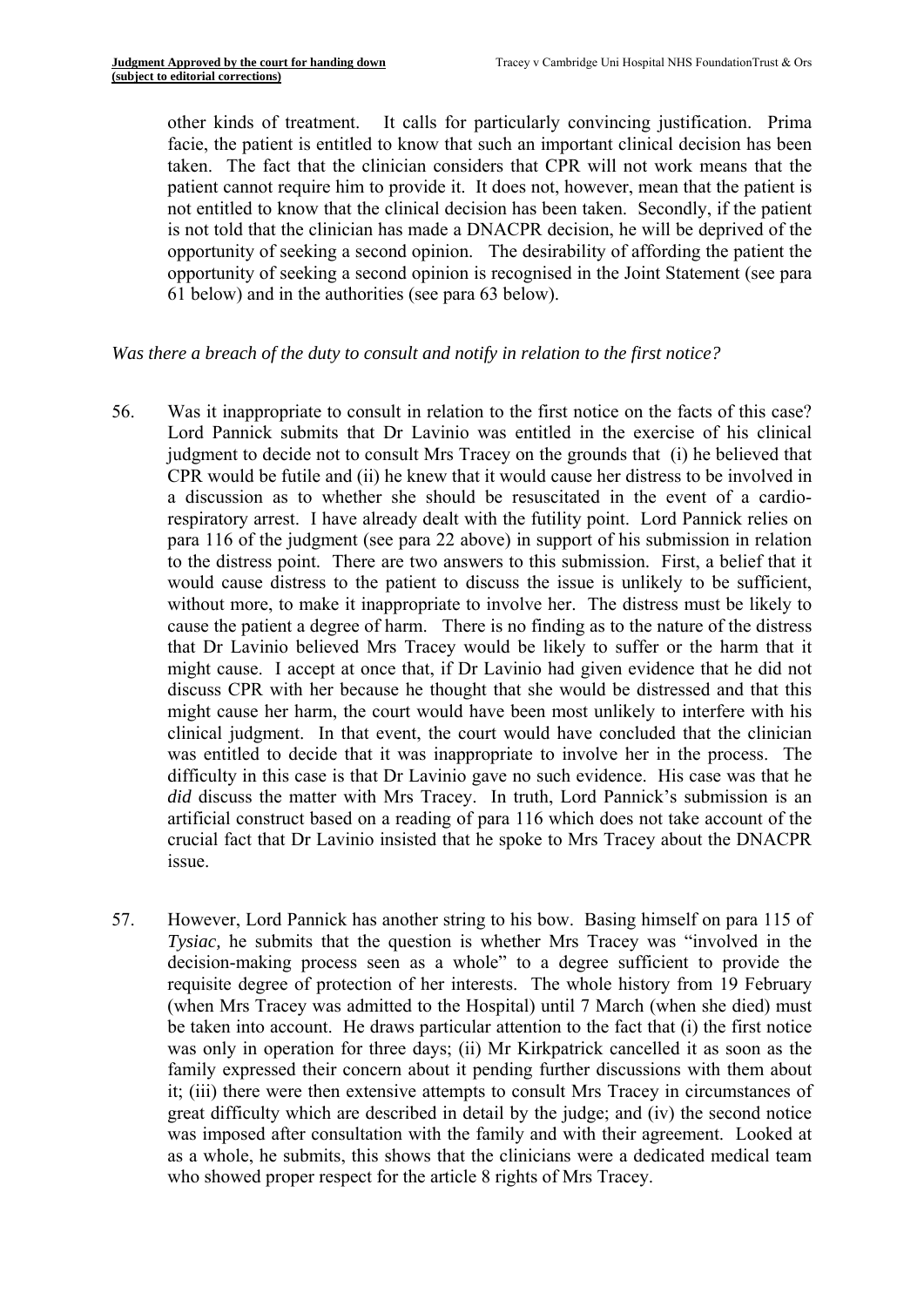other kinds of treatment. It calls for particularly convincing justification. Prima facie, the patient is entitled to know that such an important clinical decision has been taken. The fact that the clinician considers that CPR will not work means that the patient cannot require him to provide it. It does not, however, mean that the patient is not entitled to know that the clinical decision has been taken. Secondly, if the patient is not told that the clinician has made a DNACPR decision, he will be deprived of the opportunity of seeking a second opinion. The desirability of affording the patient the opportunity of seeking a second opinion is recognised in the Joint Statement (see para 61 below) and in the authorities (see para 63 below).

*Was there a breach of the duty to consult and notify in relation to the first notice?*

56. Was it inappropriate to consult in relation to the first notice on the facts of this case? Lord Pannick submits that Dr Lavinio was entitled in the exercise of his clinical judgment to decide not to consult Mrs Tracey on the grounds that (i) he believed that CPR would be futile and (ii) he knew that it would cause her distress to be involved in a discussion as to whether she should be resuscitated in the event of a cardio-respiratory arrest. I have already dealt with the futility point. Lord Pannick relies on para 116 of the judgment (see para 22 above) in support of his submission in relation to the distress point. There are two answers to this submission. First, a belief that it would cause distress to the patient to discuss the issue is unlikely to be sufficient, without more, to make it inappropriate to involve her. The distress must be likely to cause the patient a degree of harm. There is no finding as to the nature of the distress that Dr Lavinio believed Mrs Tracey would be likely to suffer or the harm that it might cause. I accept at once that, if Dr Lavinio had given evidence that he did not discuss CPR with her because he thought that she would be distressed and that this might cause her harm, the court would have been most unlikely to interfere with his clinical judgment. In that event, the court would have concluded that the clinician was entitled to decide that it was inappropriate to involve her in the process. The difficulty in this case is that Dr Lavinio gave no such evidence. His case was that he *did* discuss the matter with Mrs Tracey. In truth, Lord Pannick's submission is an artificial construct based on a reading of para 116 which does not take account of the crucial fact that Dr Lavinio insisted that he spoke to Mrs Tracey about the DNACPR issue.

57. However, Lord Pannick has another string to his bow. Basing himself on para 115 of *Tysiac,* he submits that the question is whether Mrs Tracey was "involved in the decision-making process seen as a whole" to a degree sufficient to provide the requisite degree of protection of her interests. The whole history from 19 February (when Mrs Tracey was admitted to the Hospital) until 7 March (when she died) must be taken into account. He draws particular attention to the fact that (i) the first notice was only in operation for three days; (ii) Mr Kirkpatrick cancelled it as soon as the family expressed their concern about it pending further discussions with them about it; (iii) there were then extensive attempts to consult Mrs Tracey in circumstances of great difficulty which are described in detail by the judge; and (iv) the second notice was imposed after consultation with the family and with their agreement. Looked at as a whole, he submits, this shows that the clinicians were a dedicated medical team who showed proper respect for the article 8 rights of Mrs Tracey.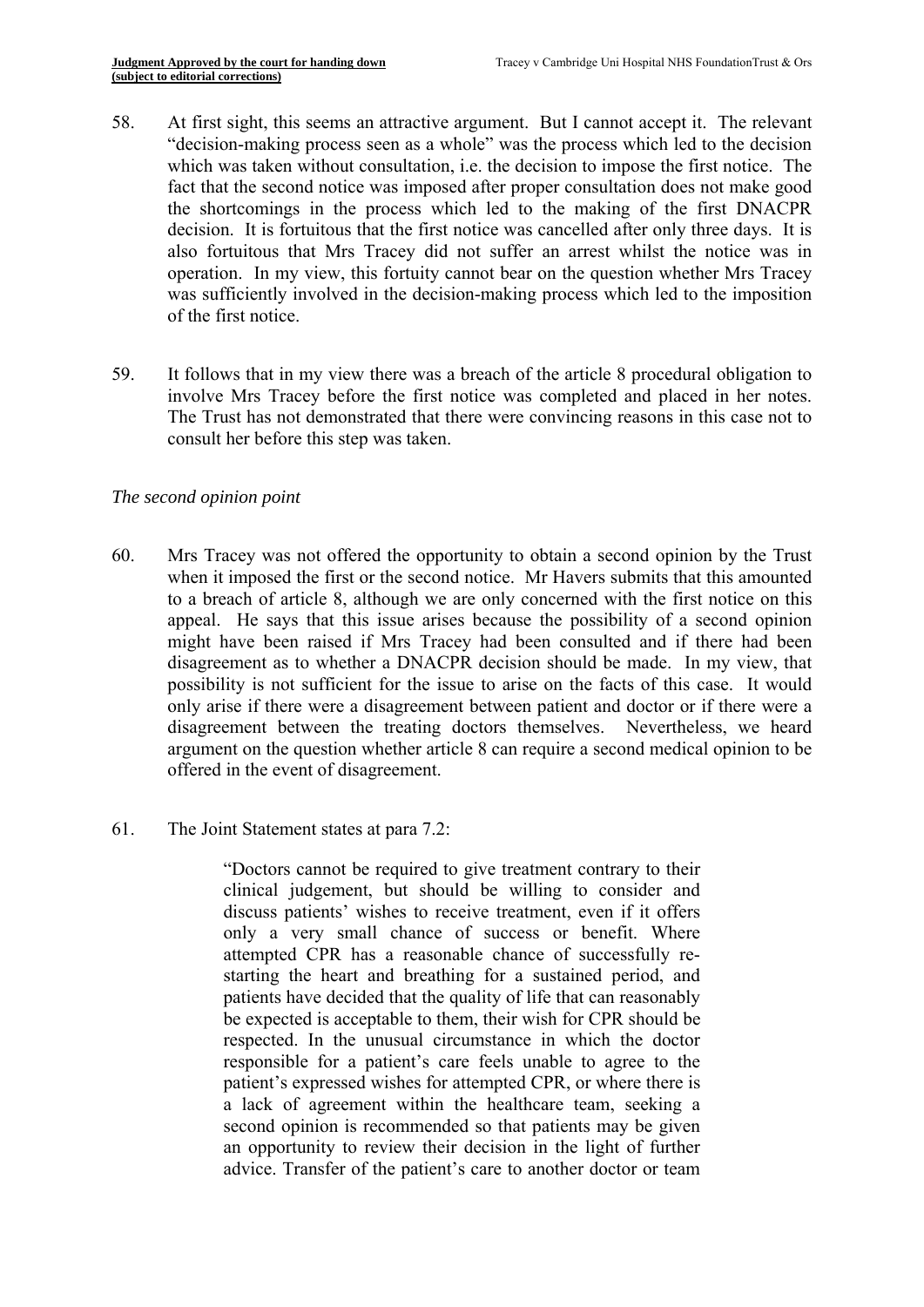58. At first sight, this seems an attractive argument. But I cannot accept it. The relevant "decision-making process seen as a whole" was the process which led to the decision which was taken without consultation, i.e. the decision to impose the first notice. The fact that the second notice was imposed after proper consultation does not make good the shortcomings in the process which led to the making of the first DNACPR decision. It is fortuitous that the first notice was cancelled after only three days. It is also fortuitous that Mrs Tracey did not suffer an arrest whilst the notice was in operation. In my view, this fortuity cannot bear on the question whether Mrs Tracey was sufficiently involved in the decision-making process which led to the imposition of the first notice.

59. It follows that in my view there was a breach of the article 8 procedural obligation to involve Mrs Tracey before the first notice was completed and placed in her notes. The Trust has not demonstrated that there were convincing reasons in this case not to consult her before this step was taken.

*The second opinion point*

60. Mrs Tracey was not offered the opportunity to obtain a second opinion by the Trust when it imposed the first or the second notice. Mr Havers submits that this amounted to a breach of article 8, although we are only concerned with the first notice on this appeal. He says that this issue arises because the possibility of a second opinion might have been raised if Mrs Tracey had been consulted and if there had been disagreement as to whether a DNACPR decision should be made. In my view, that possibility is not sufficient for the issue to arise on the facts of this case. It would only arise if there were a disagreement between patient and doctor or if there were a disagreement between the treating doctors themselves. Nevertheless, we heard argument on the question whether article 8 can require a second medical opinion to be offered in the event of disagreement.

61. The Joint Statement states at para 7.2:

> "Doctors cannot be required to give treatment contrary to their clinical judgement, but should be willing to consider and discuss patients' wishes to receive treatment, even if it offers only a very small chance of success or benefit. Where attempted CPR has a reasonable chance of successfully re-starting the heart and breathing for a sustained period, and patients have decided that the quality of life that can reasonably be expected is acceptable to them, their wish for CPR should be respected. In the unusual circumstance in which the doctor responsible for a patient's care feels unable to agree to the patient's expressed wishes for attempted CPR, or where there is a lack of agreement within the healthcare team, seeking a second opinion is recommended so that patients may be given an opportunity to review their decision in the light of further advice. Transfer of the patient's care to another doctor or team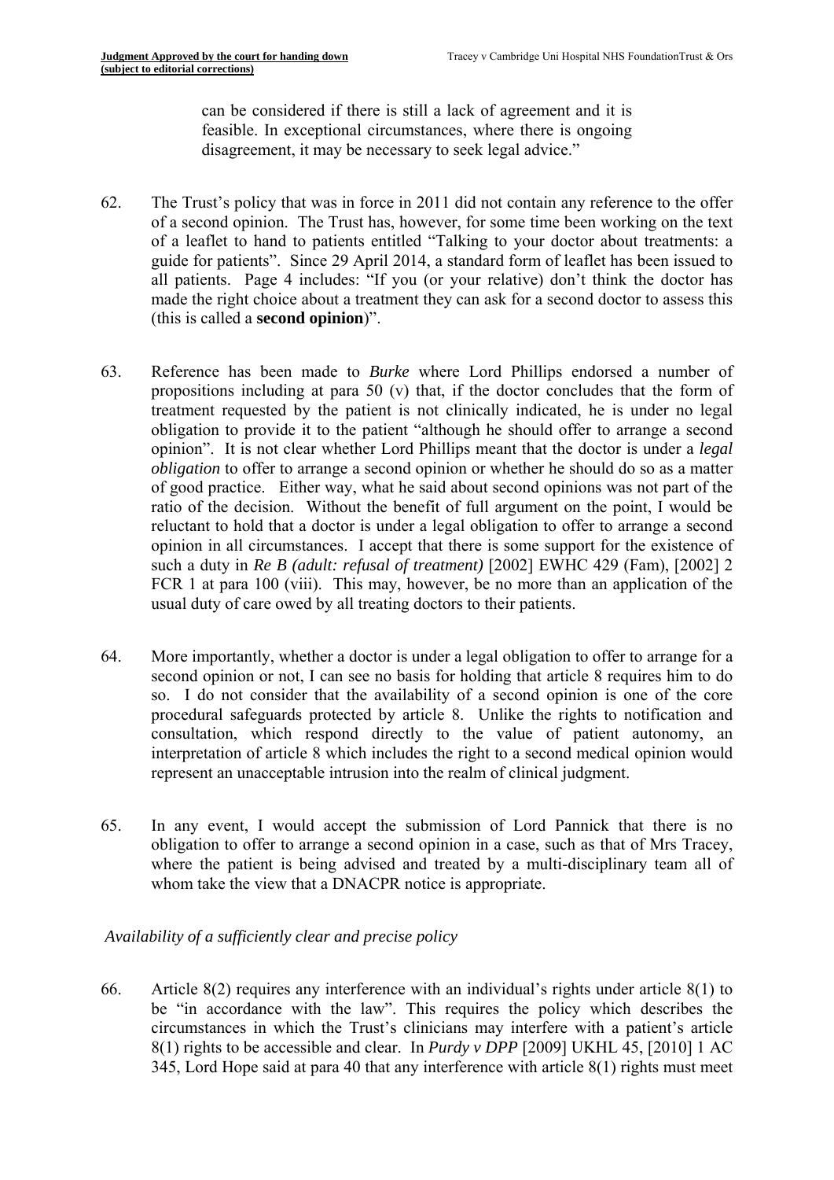can be considered if there is still a lack of agreement and it is feasible. In exceptional circumstances, where there is ongoing disagreement, it may be necessary to seek legal advice."

62. The Trust's policy that was in force in 2011 did not contain any reference to the offer of a second opinion. The Trust has, however, for some time been working on the text of a leaflet to hand to patients entitled "Talking to your doctor about treatments: a guide for patients". Since 29 April 2014, a standard form of leaflet has been issued to all patients. Page 4 includes: "If you (or your relative) don't think the doctor has made the right choice about a treatment they can ask for a second doctor to assess this (this is called a **second opinion**)".

63. Reference has been made to *Burke* where Lord Phillips endorsed a number of propositions including at para 50 (v) that, if the doctor concludes that the form of treatment requested by the patient is not clinically indicated, he is under no legal obligation to provide it to the patient "although he should offer to arrange a second opinion". It is not clear whether Lord Phillips meant that the doctor is under a *legal obligation* to offer to arrange a second opinion or whether he should do so as a matter of good practice. Either way, what he said about second opinions was not part of the ratio of the decision. Without the benefit of full argument on the point, I would be reluctant to hold that a doctor is under a legal obligation to offer to arrange a second opinion in all circumstances. I accept that there is some support for the existence of such a duty in *Re B (adult: refusal of treatment)* [2002] EWHC 429 (Fam), [2002] 2 FCR 1 at para 100 (viii). This may, however, be no more than an application of the usual duty of care owed by all treating doctors to their patients.

64. More importantly, whether a doctor is under a legal obligation to offer to arrange for a second opinion or not, I can see no basis for holding that article 8 requires him to do so. I do not consider that the availability of a second opinion is one of the core procedural safeguards protected by article 8. Unlike the rights to notification and consultation, which respond directly to the value of patient autonomy, an interpretation of article 8 which includes the right to a second medical opinion would represent an unacceptable intrusion into the realm of clinical judgment.

65. In any event, I would accept the submission of Lord Pannick that there is no obligation to offer to arrange a second opinion in a case, such as that of Mrs Tracey, where the patient is being advised and treated by a multi-disciplinary team all of whom take the view that a DNACPR notice is appropriate.

*Availability of a sufficiently clear and precise policy*

66. Article 8(2) requires any interference with an individual's rights under article 8(1) to be "in accordance with the law". This requires the policy which describes the circumstances in which the Trust's clinicians may interfere with a patient's article 8(1) rights to be accessible and clear. In *Purdy v DPP* [2009] UKHL 45, [2010] 1 AC 345, Lord Hope said at para 40 that any interference with article 8(1) rights must meet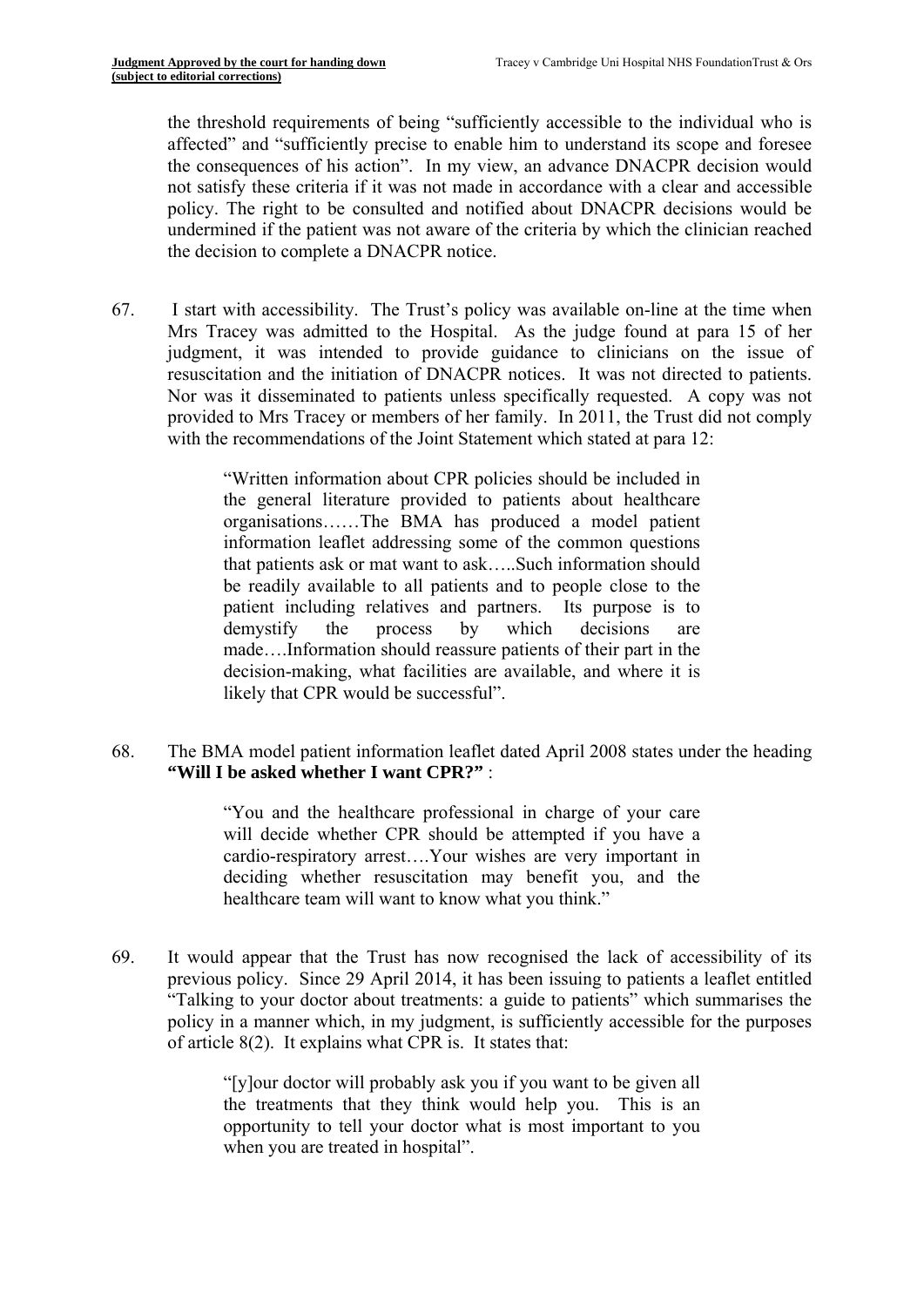the threshold requirements of being "sufficiently accessible to the individual who is affected" and "sufficiently precise to enable him to understand its scope and foresee the consequences of his action". In my view, an advance DNACPR decision would not satisfy these criteria if it was not made in accordance with a clear and accessible policy. The right to be consulted and notified about DNACPR decisions would be undermined if the patient was not aware of the criteria by which the clinician reached the decision to complete a DNACPR notice.

67. I start with accessibility. The Trust's policy was available on-line at the time when Mrs Tracey was admitted to the Hospital. As the judge found at para 15 of her judgment, it was intended to provide guidance to clinicians on the issue of resuscitation and the initiation of DNACPR notices. It was not directed to patients. Nor was it disseminated to patients unless specifically requested. A copy was not provided to Mrs Tracey or members of her family. In 2011, the Trust did not comply with the recommendations of the Joint Statement which stated at para 12:

> "Written information about CPR policies should be included in the general literature provided to patients about healthcare organisations……The BMA has produced a model patient information leaflet addressing some of the common questions that patients ask or mat want to ask…..Such information should be readily available to all patients and to people close to the patient including relatives and partners. Its purpose is to demystify the process by which decisions are made….Information should reassure patients of their part in the decision-making, what facilities are available, and where it is likely that CPR would be successful".

68. The BMA model patient information leaflet dated April 2008 states under the heading **"Will I be asked whether I want CPR?"** :

> "You and the healthcare professional in charge of your care will decide whether CPR should be attempted if you have a cardio-respiratory arrest….Your wishes are very important in deciding whether resuscitation may benefit you, and the healthcare team will want to know what you think."

69. It would appear that the Trust has now recognised the lack of accessibility of its previous policy. Since 29 April 2014, it has been issuing to patients a leaflet entitled "Talking to your doctor about treatments: a guide to patients" which summarises the policy in a manner which, in my judgment, is sufficiently accessible for the purposes of article 8(2). It explains what CPR is. It states that:

> "[y]our doctor will probably ask you if you want to be given all the treatments that they think would help you. This is an opportunity to tell your doctor what is most important to you when you are treated in hospital".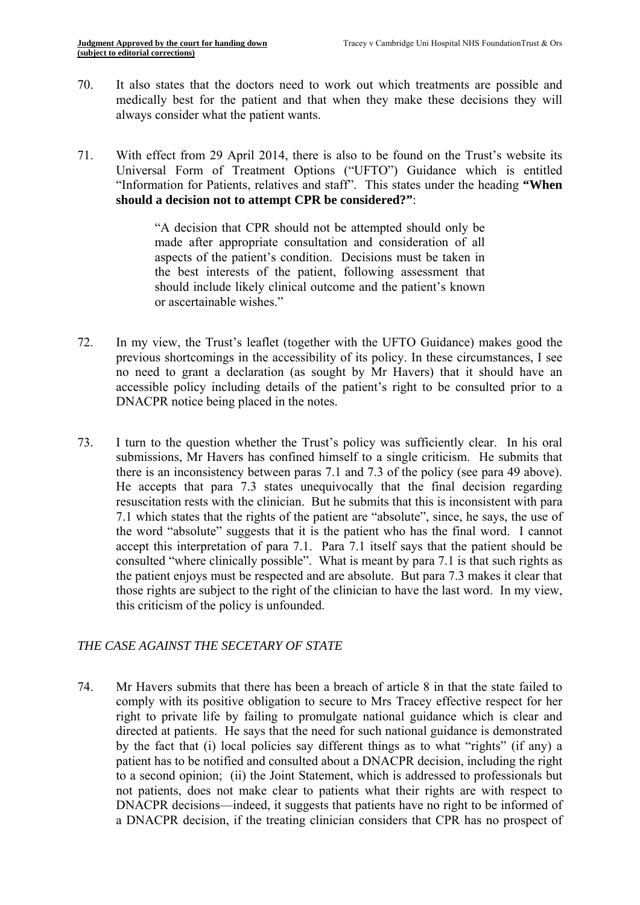70. It also states that the doctors need to work out which treatments are possible and medically best for the patient and that when they make these decisions they will always consider what the patient wants.

71. With effect from 29 April 2014, there is also to be found on the Trust's website its Universal Form of Treatment Options ("UFTO") Guidance which is entitled "Information for Patients, relatives and staff". This states under the heading **"When should a decision not to attempt CPR be considered?"**:

> "A decision that CPR should not be attempted should only be made after appropriate consultation and consideration of all aspects of the patient's condition. Decisions must be taken in the best interests of the patient, following assessment that should include likely clinical outcome and the patient's known or ascertainable wishes."

72. In my view, the Trust's leaflet (together with the UFTO Guidance) makes good the previous shortcomings in the accessibility of its policy. In these circumstances, I see no need to grant a declaration (as sought by Mr Havers) that it should have an accessible policy including details of the patient's right to be consulted prior to a DNACPR notice being placed in the notes.

73. I turn to the question whether the Trust's policy was sufficiently clear. In his oral submissions, Mr Havers has confined himself to a single criticism. He submits that there is an inconsistency between paras 7.1 and 7.3 of the policy (see para 49 above). He accepts that para 7.3 states unequivocally that the final decision regarding resuscitation rests with the clinician. But he submits that this is inconsistent with para 7.1 which states that the rights of the patient are "absolute", since, he says, the use of the word "absolute" suggests that it is the patient who has the final word. I cannot accept this interpretation of para 7.1. Para 7.1 itself says that the patient should be consulted "where clinically possible". What is meant by para 7.1 is that such rights as the patient enjoys must be respected and are absolute. But para 7.3 makes it clear that those rights are subject to the right of the clinician to have the last word. In my view, this criticism of the policy is unfounded.

*THE CASE AGAINST THE SECETARY OF STATE*

74. Mr Havers submits that there has been a breach of article 8 in that the state failed to comply with its positive obligation to secure to Mrs Tracey effective respect for her right to private life by failing to promulgate national guidance which is clear and directed at patients. He says that the need for such national guidance is demonstrated by the fact that (i) local policies say different things as to what "rights" (if any) a patient has to be notified and consulted about a DNACPR decision, including the right to a second opinion; (ii) the Joint Statement, which is addressed to professionals but not patients, does not make clear to patients what their rights are with respect to DNACPR decisions—indeed, it suggests that patients have no right to be informed of a DNACPR decision, if the treating clinician considers that CPR has no prospect of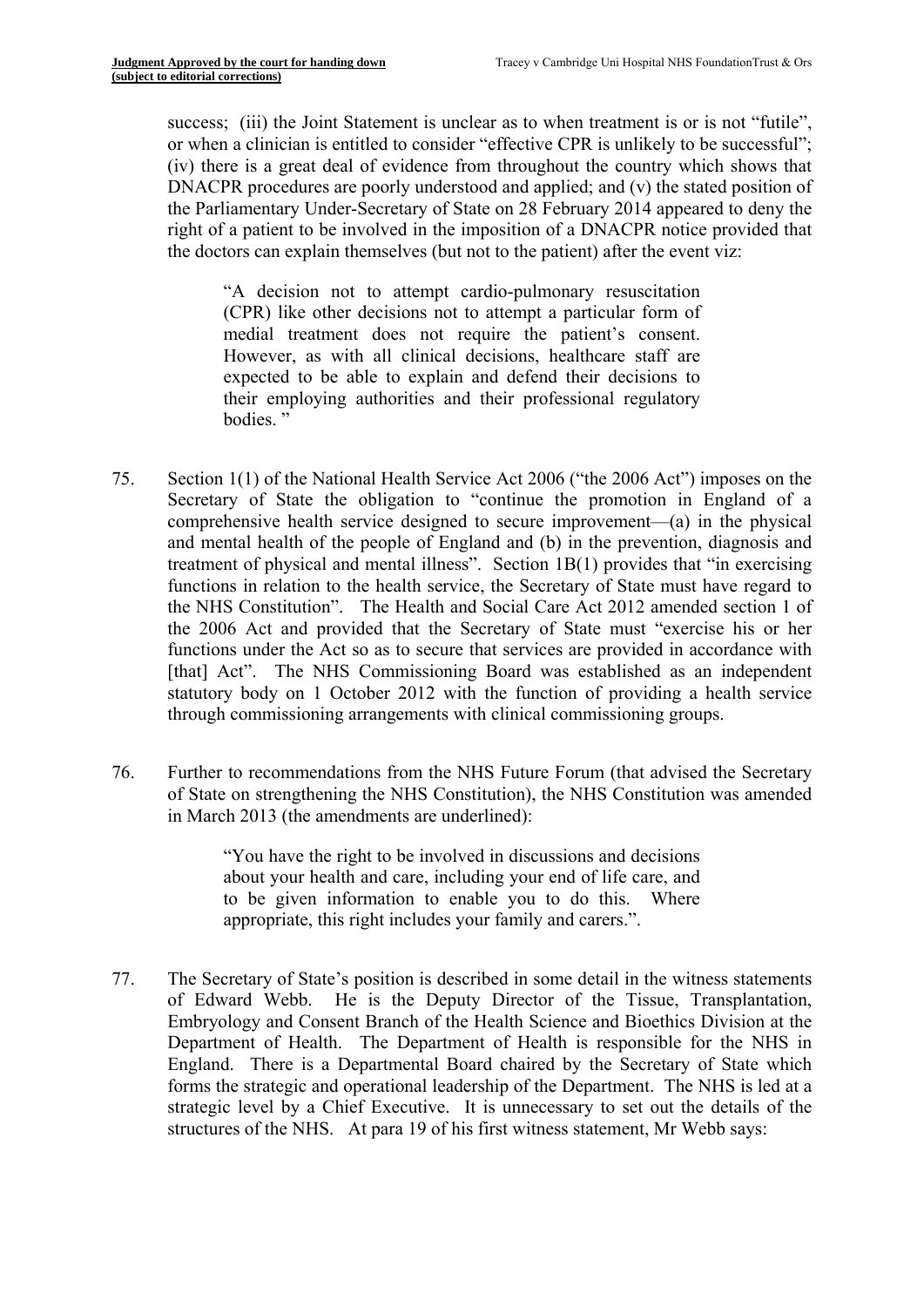success; (iii) the Joint Statement is unclear as to when treatment is or is not "futile", or when a clinician is entitled to consider "effective CPR is unlikely to be successful"; (iv) there is a great deal of evidence from throughout the country which shows that DNACPR procedures are poorly understood and applied; and (v) the stated position of the Parliamentary Under-Secretary of State on 28 February 2014 appeared to deny the right of a patient to be involved in the imposition of a DNACPR notice provided that the doctors can explain themselves (but not to the patient) after the event viz:

> "A decision not to attempt cardio-pulmonary resuscitation (CPR) like other decisions not to attempt a particular form of medial treatment does not require the patient's consent. However, as with all clinical decisions, healthcare staff are expected to be able to explain and defend their decisions to their employing authorities and their professional regulatory bodies. "

75. Section 1(1) of the National Health Service Act 2006 ("the 2006 Act") imposes on the Secretary of State the obligation to "continue the promotion in England of a comprehensive health service designed to secure improvement—(a) in the physical and mental health of the people of England and (b) in the prevention, diagnosis and treatment of physical and mental illness". Section 1B(1) provides that "in exercising functions in relation to the health service, the Secretary of State must have regard to the NHS Constitution". The Health and Social Care Act 2012 amended section 1 of the 2006 Act and provided that the Secretary of State must "exercise his or her functions under the Act so as to secure that services are provided in accordance with [that] Act". The NHS Commissioning Board was established as an independent statutory body on 1 October 2012 with the function of providing a health service through commissioning arrangements with clinical commissioning groups.

76. Further to recommendations from the NHS Future Forum (that advised the Secretary of State on strengthening the NHS Constitution), the NHS Constitution was amended in March 2013 (the amendments are underlined):

> "You have the right to be involved in discussions and decisions about your health and care, including your end of life care, and to be given information to enable you to do this. Where appropriate, this right includes your family and carers.".

77. The Secretary of State's position is described in some detail in the witness statements of Edward Webb. He is the Deputy Director of the Tissue, Transplantation, Embryology and Consent Branch of the Health Science and Bioethics Division at the Department of Health. The Department of Health is responsible for the NHS in England. There is a Departmental Board chaired by the Secretary of State which forms the strategic and operational leadership of the Department. The NHS is led at a strategic level by a Chief Executive. It is unnecessary to set out the details of the structures of the NHS. At para 19 of his first witness statement, Mr Webb says: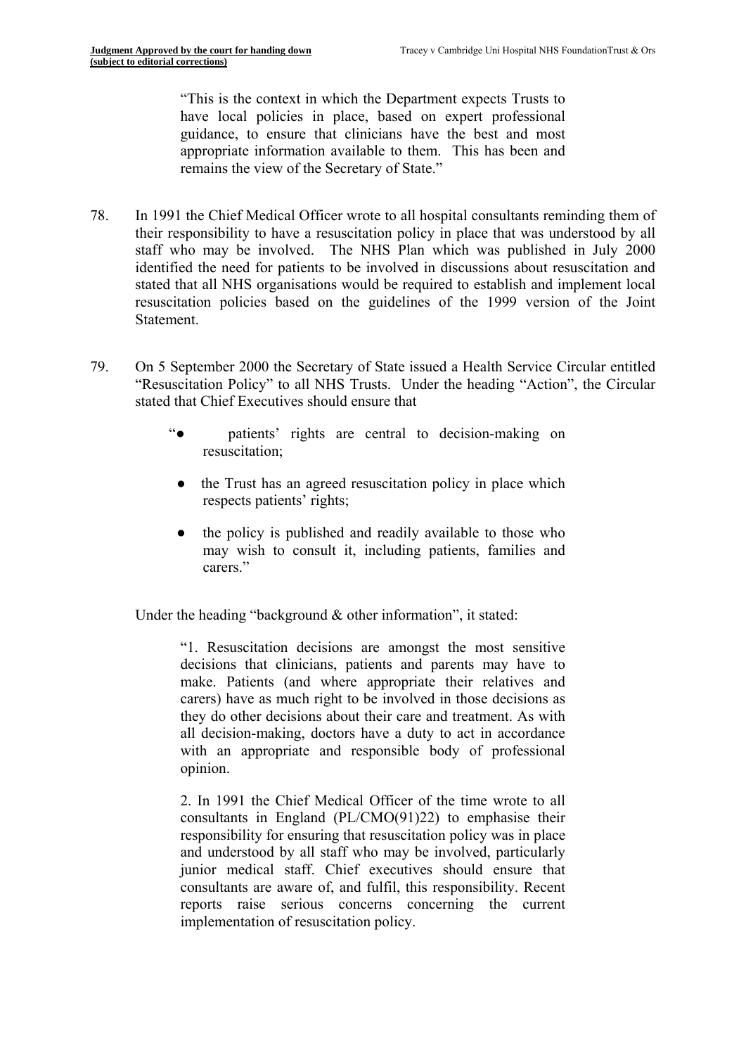> "This is the context in which the Department expects Trusts to have local policies in place, based on expert professional guidance, to ensure that clinicians have the best and most appropriate information available to them. This has been and remains the view of the Secretary of State."

78. In 1991 the Chief Medical Officer wrote to all hospital consultants reminding them of their responsibility to have a resuscitation policy in place that was understood by all staff who may be involved. The NHS Plan which was published in July 2000 identified the need for patients to be involved in discussions about resuscitation and stated that all NHS organisations would be required to establish and implement local resuscitation policies based on the guidelines of the 1999 version of the Joint Statement.

79. On 5 September 2000 the Secretary of State issued a Health Service Circular entitled "Resuscitation Policy" to all NHS Trusts. Under the heading "Action", the Circular stated that Chief Executives should ensure that

> "● patients' rights are central to decision-making on resuscitation;
>
> ● the Trust has an agreed resuscitation policy in place which respects patients' rights;
>
> ● the policy is published and readily available to those who may wish to consult it, including patients, families and carers."

Under the heading "background & other information", it stated:

> "1. Resuscitation decisions are amongst the most sensitive decisions that clinicians, patients and parents may have to make. Patients (and where appropriate their relatives and carers) have as much right to be involved in those decisions as they do other decisions about their care and treatment. As with all decision-making, doctors have a duty to act in accordance with an appropriate and responsible body of professional opinion.
>
> 2. In 1991 the Chief Medical Officer of the time wrote to all consultants in England (PL/CMO(91)22) to emphasise their responsibility for ensuring that resuscitation policy was in place and understood by all staff who may be involved, particularly junior medical staff. Chief executives should ensure that consultants are aware of, and fulfil, this responsibility. Recent reports raise serious concerns concerning the current implementation of resuscitation policy.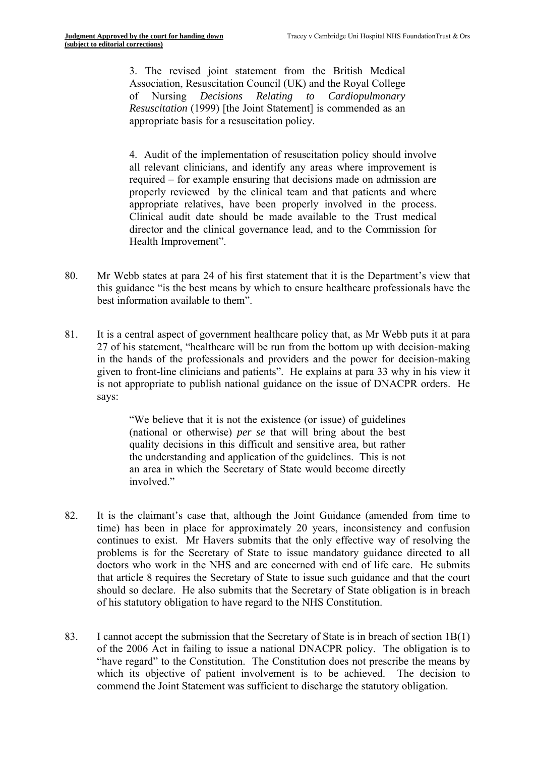> 3. The revised joint statement from the British Medical Association, Resuscitation Council (UK) and the Royal College of Nursing *Decisions Relating to Cardiopulmonary Resuscitation* (1999) [the Joint Statement] is commended as an appropriate basis for a resuscitation policy.
>
> 4. Audit of the implementation of resuscitation policy should involve all relevant clinicians, and identify any areas where improvement is required – for example ensuring that decisions made on admission are properly reviewed by the clinical team and that patients and where appropriate relatives, have been properly involved in the process. Clinical audit date should be made available to the Trust medical director and the clinical governance lead, and to the Commission for Health Improvement".

80. Mr Webb states at para 24 of his first statement that it is the Department's view that this guidance "is the best means by which to ensure healthcare professionals have the best information available to them".

81. It is a central aspect of government healthcare policy that, as Mr Webb puts it at para 27 of his statement, "healthcare will be run from the bottom up with decision-making in the hands of the professionals and providers and the power for decision-making given to front-line clinicians and patients". He explains at para 33 why in his view it is not appropriate to publish national guidance on the issue of DNACPR orders. He says:

> "We believe that it is not the existence (or issue) of guidelines (national or otherwise) *per se* that will bring about the best quality decisions in this difficult and sensitive area, but rather the understanding and application of the guidelines. This is not an area in which the Secretary of State would become directly involved."

82. It is the claimant's case that, although the Joint Guidance (amended from time to time) has been in place for approximately 20 years, inconsistency and confusion continues to exist. Mr Havers submits that the only effective way of resolving the problems is for the Secretary of State to issue mandatory guidance directed to all doctors who work in the NHS and are concerned with end of life care. He submits that article 8 requires the Secretary of State to issue such guidance and that the court should so declare. He also submits that the Secretary of State obligation is in breach of his statutory obligation to have regard to the NHS Constitution.

83. I cannot accept the submission that the Secretary of State is in breach of section 1B(1) of the 2006 Act in failing to issue a national DNACPR policy. The obligation is to "have regard" to the Constitution. The Constitution does not prescribe the means by which its objective of patient involvement is to be achieved. The decision to commend the Joint Statement was sufficient to discharge the statutory obligation.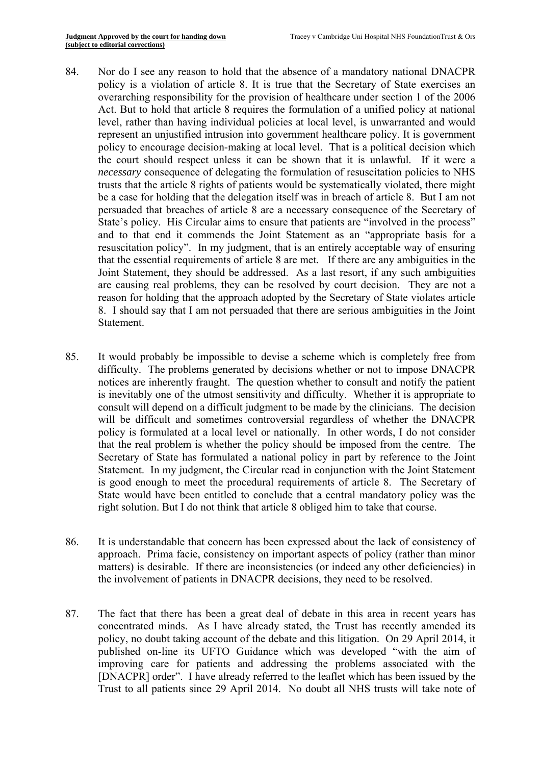84. Nor do I see any reason to hold that the absence of a mandatory national DNACPR policy is a violation of article 8. It is true that the Secretary of State exercises an overarching responsibility for the provision of healthcare under section 1 of the 2006 Act. But to hold that article 8 requires the formulation of a unified policy at national level, rather than having individual policies at local level, is unwarranted and would represent an unjustified intrusion into government healthcare policy. It is government policy to encourage decision-making at local level. That is a political decision which the court should respect unless it can be shown that it is unlawful. If it were a *necessary* consequence of delegating the formulation of resuscitation policies to NHS trusts that the article 8 rights of patients would be systematically violated, there might be a case for holding that the delegation itself was in breach of article 8. But I am not persuaded that breaches of article 8 are a necessary consequence of the Secretary of State's policy. His Circular aims to ensure that patients are "involved in the process" and to that end it commends the Joint Statement as an "appropriate basis for a resuscitation policy". In my judgment, that is an entirely acceptable way of ensuring that the essential requirements of article 8 are met. If there are any ambiguities in the Joint Statement, they should be addressed. As a last resort, if any such ambiguities are causing real problems, they can be resolved by court decision. They are not a reason for holding that the approach adopted by the Secretary of State violates article 8. I should say that I am not persuaded that there are serious ambiguities in the Joint Statement.

85. It would probably be impossible to devise a scheme which is completely free from difficulty. The problems generated by decisions whether or not to impose DNACPR notices are inherently fraught. The question whether to consult and notify the patient is inevitably one of the utmost sensitivity and difficulty. Whether it is appropriate to consult will depend on a difficult judgment to be made by the clinicians. The decision will be difficult and sometimes controversial regardless of whether the DNACPR policy is formulated at a local level or nationally. In other words, I do not consider that the real problem is whether the policy should be imposed from the centre. The Secretary of State has formulated a national policy in part by reference to the Joint Statement. In my judgment, the Circular read in conjunction with the Joint Statement is good enough to meet the procedural requirements of article 8. The Secretary of State would have been entitled to conclude that a central mandatory policy was the right solution. But I do not think that article 8 obliged him to take that course.

86. It is understandable that concern has been expressed about the lack of consistency of approach. Prima facie, consistency on important aspects of policy (rather than minor matters) is desirable. If there are inconsistencies (or indeed any other deficiencies) in the involvement of patients in DNACPR decisions, they need to be resolved.

87. The fact that there has been a great deal of debate in this area in recent years has concentrated minds. As I have already stated, the Trust has recently amended its policy, no doubt taking account of the debate and this litigation. On 29 April 2014, it published on-line its UFTO Guidance which was developed "with the aim of improving care for patients and addressing the problems associated with the [DNACPR] order". I have already referred to the leaflet which has been issued by the Trust to all patients since 29 April 2014. No doubt all NHS trusts will take note of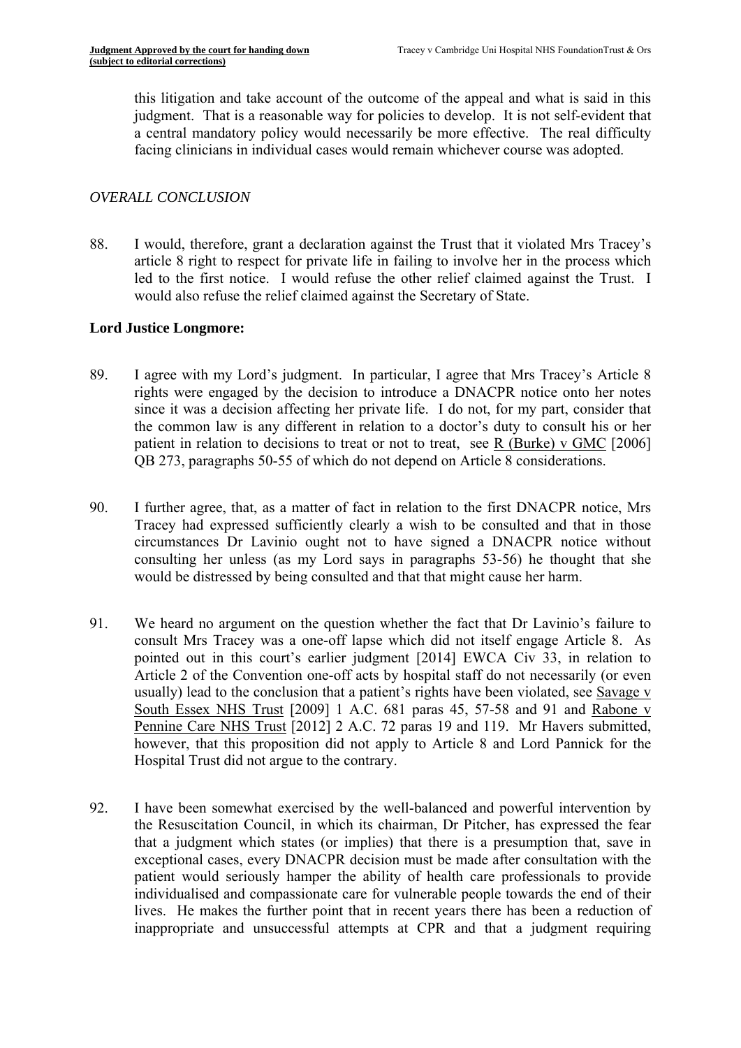this litigation and take account of the outcome of the appeal and what is said in this judgment. That is a reasonable way for policies to develop. It is not self-evident that a central mandatory policy would necessarily be more effective. The real difficulty facing clinicians in individual cases would remain whichever course was adopted.

*OVERALL CONCLUSION*

88. I would, therefore, grant a declaration against the Trust that it violated Mrs Tracey's article 8 right to respect for private life in failing to involve her in the process which led to the first notice. I would refuse the other relief claimed against the Trust. I would also refuse the relief claimed against the Secretary of State.

**Lord Justice Longmore:**

89. I agree with my Lord's judgment. In particular, I agree that Mrs Tracey's Article 8 rights were engaged by the decision to introduce a DNACPR notice onto her notes since it was a decision affecting her private life. I do not, for my part, consider that the common law is any different in relation to a doctor's duty to consult his or her patient in relation to decisions to treat or not to treat, see R (Burke) v GMC [2006] QB 273, paragraphs 50-55 of which do not depend on Article 8 considerations.

90. I further agree, that, as a matter of fact in relation to the first DNACPR notice, Mrs Tracey had expressed sufficiently clearly a wish to be consulted and that in those circumstances Dr Lavinio ought not to have signed a DNACPR notice without consulting her unless (as my Lord says in paragraphs 53-56) he thought that she would be distressed by being consulted and that that might cause her harm.

91. We heard no argument on the question whether the fact that Dr Lavinio's failure to consult Mrs Tracey was a one-off lapse which did not itself engage Article 8. As pointed out in this court's earlier judgment [2014] EWCA Civ 33, in relation to Article 2 of the Convention one-off acts by hospital staff do not necessarily (or even usually) lead to the conclusion that a patient's rights have been violated, see Savage v South Essex NHS Trust [2009] 1 A.C. 681 paras 45, 57-58 and 91 and Rabone v Pennine Care NHS Trust [2012] 2 A.C. 72 paras 19 and 119. Mr Havers submitted, however, that this proposition did not apply to Article 8 and Lord Pannick for the Hospital Trust did not argue to the contrary.

92. I have been somewhat exercised by the well-balanced and powerful intervention by the Resuscitation Council, in which its chairman, Dr Pitcher, has expressed the fear that a judgment which states (or implies) that there is a presumption that, save in exceptional cases, every DNACPR decision must be made after consultation with the patient would seriously hamper the ability of health care professionals to provide individualised and compassionate care for vulnerable people towards the end of their lives. He makes the further point that in recent years there has been a reduction of inappropriate and unsuccessful attempts at CPR and that a judgment requiring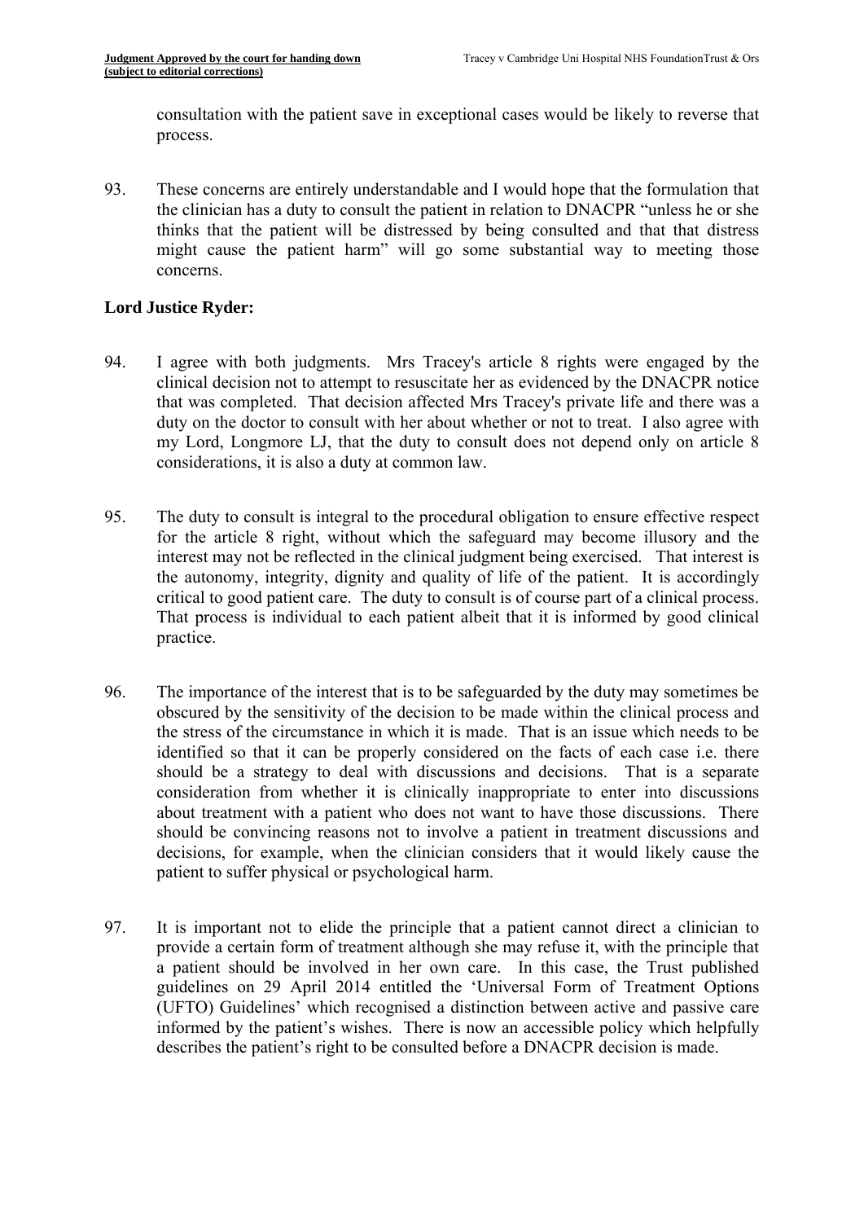consultation with the patient save in exceptional cases would be likely to reverse that process.

93. These concerns are entirely understandable and I would hope that the formulation that the clinician has a duty to consult the patient in relation to DNACPR "unless he or she thinks that the patient will be distressed by being consulted and that that distress might cause the patient harm" will go some substantial way to meeting those concerns.

**Lord Justice Ryder:**

94. I agree with both judgments. Mrs Tracey's article 8 rights were engaged by the clinical decision not to attempt to resuscitate her as evidenced by the DNACPR notice that was completed. That decision affected Mrs Tracey's private life and there was a duty on the doctor to consult with her about whether or not to treat. I also agree with my Lord, Longmore LJ, that the duty to consult does not depend only on article 8 considerations, it is also a duty at common law.

95. The duty to consult is integral to the procedural obligation to ensure effective respect for the article 8 right, without which the safeguard may become illusory and the interest may not be reflected in the clinical judgment being exercised. That interest is the autonomy, integrity, dignity and quality of life of the patient. It is accordingly critical to good patient care. The duty to consult is of course part of a clinical process. That process is individual to each patient albeit that it is informed by good clinical practice.

96. The importance of the interest that is to be safeguarded by the duty may sometimes be obscured by the sensitivity of the decision to be made within the clinical process and the stress of the circumstance in which it is made. That is an issue which needs to be identified so that it can be properly considered on the facts of each case i.e. there should be a strategy to deal with discussions and decisions. That is a separate consideration from whether it is clinically inappropriate to enter into discussions about treatment with a patient who does not want to have those discussions. There should be convincing reasons not to involve a patient in treatment discussions and decisions, for example, when the clinician considers that it would likely cause the patient to suffer physical or psychological harm.

97. It is important not to elide the principle that a patient cannot direct a clinician to provide a certain form of treatment although she may refuse it, with the principle that a patient should be involved in her own care. In this case, the Trust published guidelines on 29 April 2014 entitled the 'Universal Form of Treatment Options (UFTO) Guidelines' which recognised a distinction between active and passive care informed by the patient's wishes. There is now an accessible policy which helpfully describes the patient's right to be consulted before a DNACPR decision is made.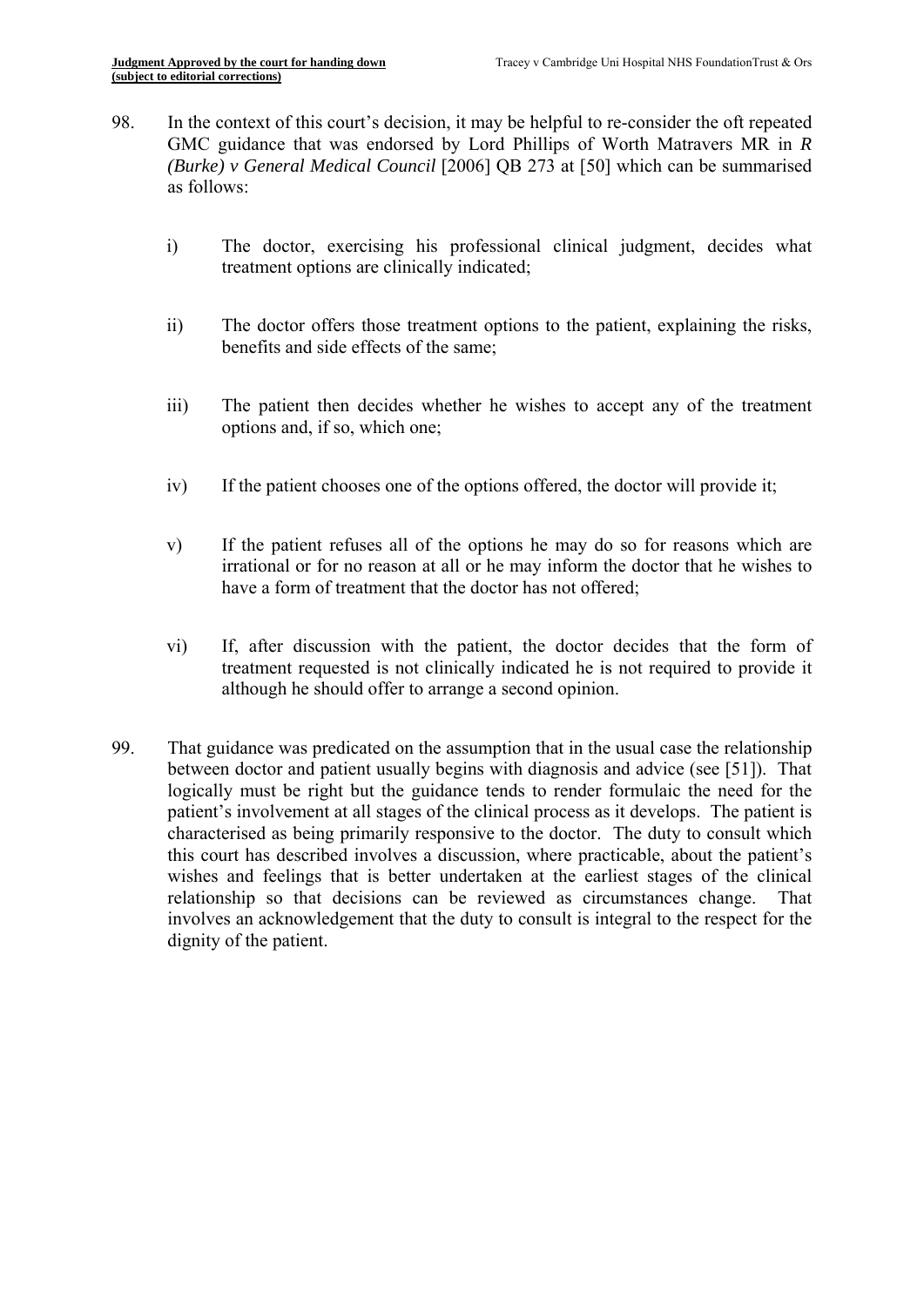98. In the context of this court's decision, it may be helpful to re-consider the oft repeated GMC guidance that was endorsed by Lord Phillips of Worth Matravers MR in *R (Burke) v General Medical Council* [2006] QB 273 at [50] which can be summarised as follows:

    i) The doctor, exercising his professional clinical judgment, decides what treatment options are clinically indicated;

    ii) The doctor offers those treatment options to the patient, explaining the risks, benefits and side effects of the same;

    iii) The patient then decides whether he wishes to accept any of the treatment options and, if so, which one;

    iv) If the patient chooses one of the options offered, the doctor will provide it;

    v) If the patient refuses all of the options he may do so for reasons which are irrational or for no reason at all or he may inform the doctor that he wishes to have a form of treatment that the doctor has not offered;

    vi) If, after discussion with the patient, the doctor decides that the form of treatment requested is not clinically indicated he is not required to provide it although he should offer to arrange a second opinion.

99. That guidance was predicated on the assumption that in the usual case the relationship between doctor and patient usually begins with diagnosis and advice (see [51]). That logically must be right but the guidance tends to render formulaic the need for the patient's involvement at all stages of the clinical process as it develops. The patient is characterised as being primarily responsive to the doctor. The duty to consult which this court has described involves a discussion, where practicable, about the patient's wishes and feelings that is better undertaken at the earliest stages of the clinical relationship so that decisions can be reviewed as circumstances change. That involves an acknowledgement that the duty to consult is integral to the respect for the dignity of the patient.